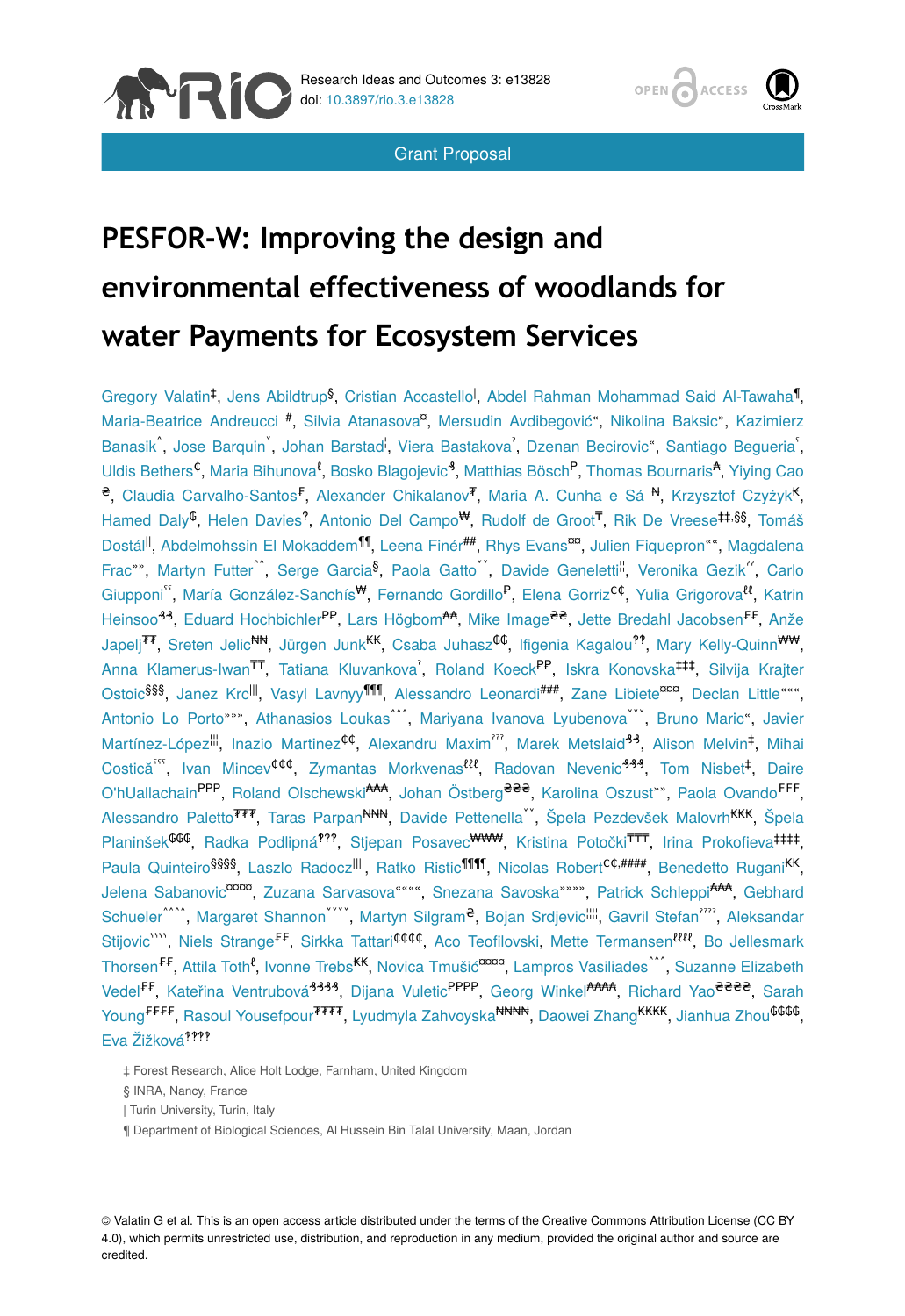Research Ideas and Outcomes 3: e13828

doi: 10.3897/rio.3.e13828

Grant Proposal

# PESFOR-W: Improving the design and environmental effectiveness of woodlands for water Payments for Ecosystem Services

Gregory Valatin[‡], Jens Abildtrup[§], Cristian Accastello[|], Abdel Rahman Mohammad Said Al-Tawaha[¶], Maria-Beatrice Andreucci[#], Silvia Atanasova[¤], Mersudin Avdibegović[«], Nikolina Baksic[»], Kazimierz Banasik[˄], Jose Barquin[˅], Johan Barstad[¦], Viera Bastakova[ˀ], Dzenan Becirovic[«], Santiago Begueria[ˁ], Uldis Bethers[₵], Maria Bihunova[ℓ], Bosko Blagojevic[₰], Matthias Bösch[₱], Thomas Bournaris[₳], Yiying Cao[₴], Claudia Carvalho-Santos[₣], Alexander Chikalanov[₮], Maria A. Cunha e Sá[₦], Krzysztof Czyżyk[₭], Hamed Daly[₲], Helen Davies[‽], Antonio Del Campo[₩], Rudolf de Groot[₸], Rik De Vreese[‡‡,§§], Tomáš Dostál[||], Abdelmohssin El Mokaddem[¶¶], Leena Finér[##], Rhys Evans[¤¤], Julien Fiquepron[««], Magdalena Frac[»»], Martyn Futter[˄˄], Serge Garcia[§], Paola Gatto[˅˅], Davide Geneletti[¦¦], Veronika Gezik[ˀˀ], Carlo Giupponi[ˁˁ], María González-Sanchís[₩], Fernando Gordillo[₱], Elena Gorriz[₵₵], Yulia Grigorova[ℓℓ], Katrin Heinsoo[₰₰], Eduard Hochbichler[₱₱], Lars Högbom[₳₳], Mike Image[₴₴], Jette Bredahl Jacobsen[₣₣], Anže Japelj[₮₮], Sreten Jelic[₦₦], Jürgen Junk[₭₭], Csaba Juhasz[₲₲], Ifigenia Kagalou[‽‽], Mary Kelly-Quinn[₩₩], Anna Klamerus-Iwan[₸₸], Tatiana Kluvankova[ˀ], Roland Koeck[₱₱], Iskra Konovska[‡‡‡], Silvija Krajter Ostoic[§§§], Janez Krc[|||], Vasyl Lavnyy[¶¶¶], Alessandro Leonardi[###], Zane Libiete[¤¤¤], Declan Little[«««], Antonio Lo Porto[»»»], Athanasios Loukas[˄˄˄], Mariyana Ivanova Lyubenova[˅˅˅], Bruno Maric[«], Javier Martínez-López[¦¦¦], Inazio Martinez[₵₵], Alexandru Maxim[ˀˀˀ], Marek Metslaid[₰₰], Alison Melvin[‡], Mihai Costică[ˁˁˁ], Ivan Mincev[₵₵₵], Zymantas Morkvenas[ℓℓℓ], Radovan Nevenic[₰₰₰], Tom Nisbet[‡], Daire O'hUallachain[₱₱₱], Roland Olschewski[₳₳₳], Johan Östberg[₴₴₴], Karolina Oszust[»»], Paola Ovando[₣₣₣], Alessandro Paletto[₮₮₮], Taras Parpan[₦₦₦], Davide Pettenella[˅˅], Špela Pezdevšek Malovrh[₭₭₭], Špela Planinšek[₲₲₲], Radka Podlipná[‽‽‽], Stjepan Posavec[₩₩₩], Kristina Potočki[₸₸₸], Irina Prokofieva[‡‡‡‡], Paula Quinteiro[§§§§], Laszlo Radocz[||||], Ratko Ristic[¶¶¶¶], Nicolas Robert[₵₵,####], Benedetto Rugani[₭₭], Jelena Sabanovic[¤¤¤¤], Zuzana Sarvasova[««««], Snezana Savoska[»»»»], Patrick Schleppi[₳₳], Gebhard Schueler[˄˄˄˄], Margaret Shannon[˅˅˅˅], Martyn Silgram[₴], Bojan Srdjevic[¦¦¦¦], Gavril Stefan[ˀˀˀˀ], Aleksandar Stijovic[ˁˁˁˁ], Niels Strange[₣₣], Sirkka Tattari[₵₵₵₵], Aco Teofilovski, Mette Termansen[ℓℓℓ], Bo Jellesmark Thorsen[₣₣], Attila Toth[ℓ], Ivonne Trebs[₭₭], Novica Tmušić[¤¤¤¤], Lampros Vasiliades[˄˄˄], Suzanne Elizabeth Vedel[₣₣], Kateřina Ventrubová[₰₰₰₰], Dijana Vuletic[₱₱₱₱], Georg Winkel[₳₳₳₳], Richard Yao[₴₴₴₴], Sarah Young[₣₣₣₣], Rasoul Yousefpour[₮₮₮₮], Lyudmyla Zahvoyska[₦₦₦₦], Daowei Zhang[₭₭₭₭], Jianhua Zhou[₲₲₲₲], Eva Žižková[‽‽‽‽]

‡ Forest Research, Alice Holt Lodge, Farnham, United Kingdom

§ INRA, Nancy, France

| Turin University, Turin, Italy

¶ Department of Biological Sciences, Al Hussein Bin Talal University, Maan, Jordan

© Valatin G et al. This is an open access article distributed under the terms of the Creative Commons Attribution License (CC BY 4.0), which permits unrestricted use, distribution, and reproduction in any medium, provided the original author and source are credited.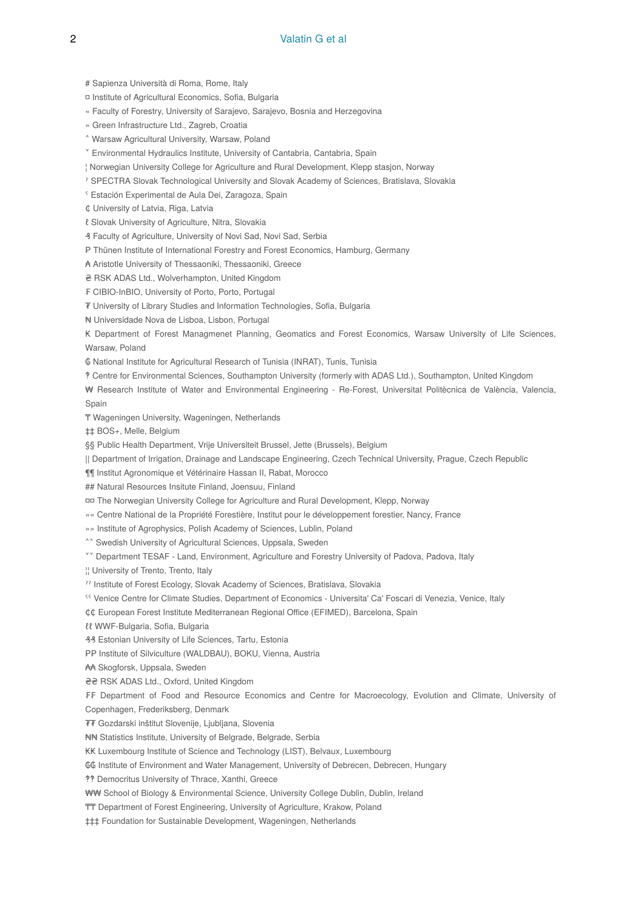# Sapienza Università di Roma, Rome, Italy

¤ Institute of Agricultural Economics, Sofia, Bulgaria

« Faculty of Forestry, University of Sarajevo, Sarajevo, Bosnia and Herzegovina

» Green Infrastructure Ltd., Zagreb, Croatia

˄ Warsaw Agricultural University, Warsaw, Poland

˅ Environmental Hydraulics Institute, University of Cantabria, Cantabria, Spain

¦ Norwegian University College for Agriculture and Rural Development, Klepp stasjon, Norway

ˀ SPECTRA Slovak Technological University and Slovak Academy of Sciences, Bratislava, Slovakia

ˁ Estación Experimental de Aula Dei, Zaragoza, Spain

₵ University of Latvia, Riga, Latvia

ℓ Slovak University of Agriculture, Nitra, Slovakia

₰ Faculty of Agriculture, University of Novi Sad, Novi Sad, Serbia

₱ Thünen Institute of International Forestry and Forest Economics, Hamburg, Germany

₳ Aristotle University of Thessaoniki, Thessaoniki, Greece

₴ RSK ADAS Ltd., Wolverhampton, United Kingdom

₣ CIBIO-InBIO, University of Porto, Porto, Portugal

₮ University of Library Studies and Information Technologies, Sofia, Bulgaria

₦ Universidade Nova de Lisboa, Lisbon, Portugal

₭ Department of Forest Managmenet Planning, Geomatics and Forest Economics, Warsaw University of Life Sciences, Warsaw, Poland

₲ National Institute for Agricultural Research of Tunisia (INRAT), Tunis, Tunisia

₻ Centre for Environmental Sciences, Southampton University (formerly with ADAS Ltd.), Southampton, United Kingdom

₩ Research Institute of Water and Environmental Engineering - Re-Forest, Universitat Politècnica de València, Valencia, Spain

₸ Wageningen University, Wageningen, Netherlands

‡‡ BOS+, Melle, Belgium

§§ Public Health Department, Vrije Universiteit Brussel, Jette (Brussels), Belgium

|| Department of Irrigation, Drainage and Landscape Engineering, Czech Technical University, Prague, Czech Republic

¶¶ Institut Agronomique et Vétérinaire Hassan II, Rabat, Morocco

## Natural Resources Insitute Finland, Joensuu, Finland

¤¤ The Norwegian University College for Agriculture and Rural Development, Klepp, Norway

«« Centre National de la Propriété Forestière, Institut pour le développement forestier, Nancy, France

»» Institute of Agrophysics, Polish Academy of Sciences, Lublin, Poland

˄˄ Swedish University of Agricultural Sciences, Uppsala, Sweden

˅˅ Department TESAF - Land, Environment, Agriculture and Forestry University of Padova, Padova, Italy

¦¦ University of Trento, Trento, Italy

ˀˀ Institute of Forest Ecology, Slovak Academy of Sciences, Bratislava, Slovakia

ˁˁ Venice Centre for Climate Studies, Department of Economics - Universita' Ca' Foscari di Venezia, Venice, Italy

₵₵ European Forest Institute Mediterranean Regional Office (EFIMED), Barcelona, Spain

ℓℓ WWF-Bulgaria, Sofia, Bulgaria

₰₰ Estonian University of Life Sciences, Tartu, Estonia

₱₱ Institute of Silviculture (WALDBAU), BOKU, Vienna, Austria

₳₳ Skogforsk, Uppsala, Sweden

₴₴ RSK ADAS Ltd., Oxford, United Kingdom

₣₣ Department of Food and Resource Economics and Centre for Macroecology, Evolution and Climate, University of Copenhagen, Frederiksberg, Denmark

₮₮ Gozdarski inštitut Slovenije, Ljubljana, Slovenia

₦₦ Statistics Institute, University of Belgrade, Belgrade, Serbia

₭₭ Luxembourg Institute of Science and Technology (LIST), Belvaux, Luxembourg

₲₲ Institute of Environment and Water Management, University of Debrecen, Debrecen, Hungary

₻₻ Democritus University of Thrace, Xanthi, Greece

₩₩ School of Biology & Environmental Science, University College Dublin, Dublin, Ireland

₸₸ Department of Forest Engineering, University of Agriculture, Krakow, Poland

‡‡‡ Foundation for Sustainable Development, Wageningen, Netherlands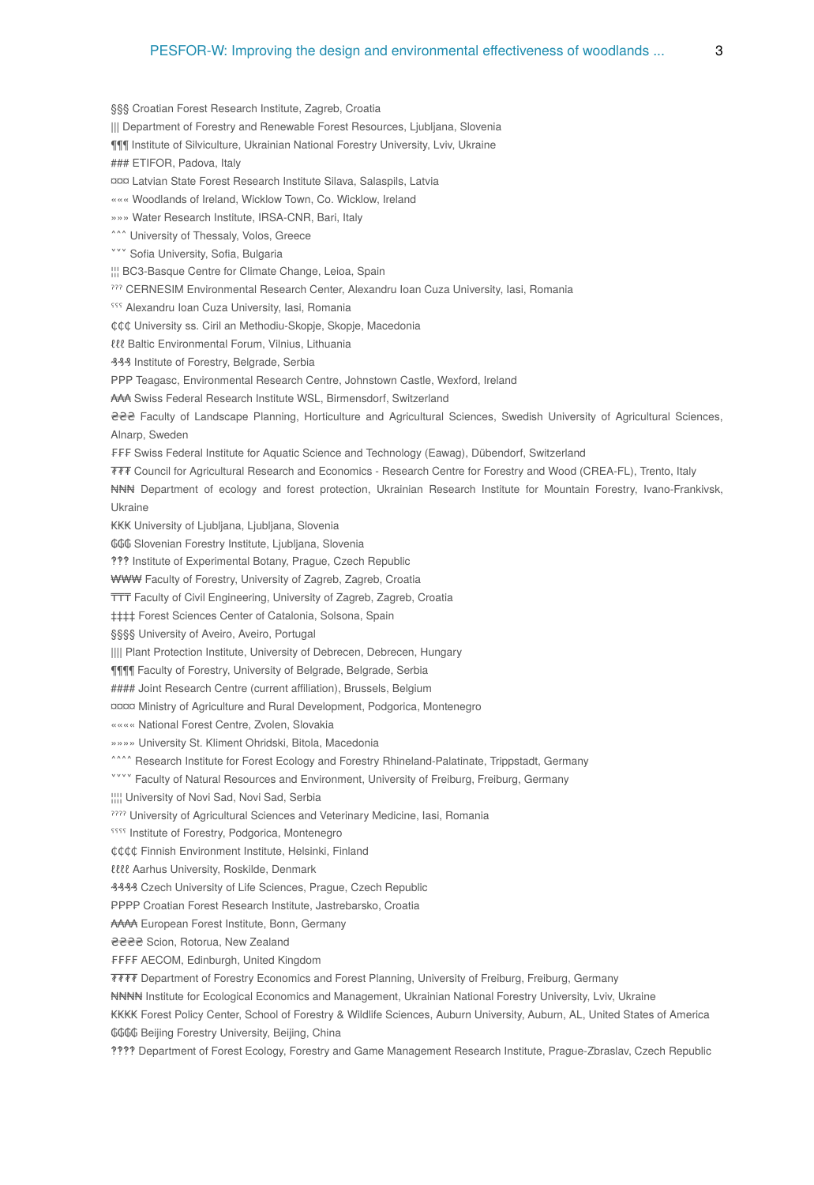§§§ Croatian Forest Research Institute, Zagreb, Croatia

||| Department of Forestry and Renewable Forest Resources, Ljubljana, Slovenia

¶¶¶ Institute of Silviculture, Ukrainian National Forestry University, Lviv, Ukraine

### ETIFOR, Padova, Italy

¤¤¤ Latvian State Forest Research Institute Silava, Salaspils, Latvia

««« Woodlands of Ireland, Wicklow Town, Co. Wicklow, Ireland

»»» Water Research Institute, IRSA-CNR, Bari, Italy

ˆˆˆ University of Thessaly, Volos, Greece

ˇˇˇ Sofia University, Sofia, Bulgaria

¦¦¦ BC3-Basque Centre for Climate Change, Leioa, Spain

ˀˀˀ CERNESIM Environmental Research Center, Alexandru Ioan Cuza University, Iasi, Romania

ˁˁˁ Alexandru Ioan Cuza University, Iasi, Romania

₵₵₵ University ss. Ciril an Methodiu-Skopje, Skopje, Macedonia

ℓℓℓ Baltic Environmental Forum, Vilnius, Lithuania

₰₰₰ Institute of Forestry, Belgrade, Serbia

₱₱₱ Teagasc, Environmental Research Centre, Johnstown Castle, Wexford, Ireland

₳₳₳ Swiss Federal Research Institute WSL, Birmensdorf, Switzerland

₴₴₴ Faculty of Landscape Planning, Horticulture and Agricultural Sciences, Swedish University of Agricultural Sciences, Alnarp, Sweden

₣₣₣ Swiss Federal Institute for Aquatic Science and Technology (Eawag), Dübendorf, Switzerland

₮₮₮ Council for Agricultural Research and Economics - Research Centre for Forestry and Wood (CREA-FL), Trento, Italy

₦₦₦ Department of ecology and forest protection, Ukrainian Research Institute for Mountain Forestry, Ivano-Frankivsk, Ukraine

₭₭₭ University of Ljubljana, Ljubljana, Slovenia

₲₲₲ Slovenian Forestry Institute, Ljubljana, Slovenia

ʡʡʡ Institute of Experimental Botany, Prague, Czech Republic

₩₩₩ Faculty of Forestry, University of Zagreb, Zagreb, Croatia

ͲͲͲ Faculty of Civil Engineering, University of Zagreb, Zagreb, Croatia

‡‡‡‡ Forest Sciences Center of Catalonia, Solsona, Spain

§§§§ University of Aveiro, Aveiro, Portugal

|||| Plant Protection Institute, University of Debrecen, Debrecen, Hungary

¶¶¶¶ Faculty of Forestry, University of Belgrade, Belgrade, Serbia

#### Joint Research Centre (current affiliation), Brussels, Belgium

¤¤¤¤ Ministry of Agriculture and Rural Development, Podgorica, Montenegro

«««« National Forest Centre, Zvolen, Slovakia

»»»» University St. Kliment Ohridski, Bitola, Macedonia

ˆˆˆˆ Research Institute for Forest Ecology and Forestry Rhineland-Palatinate, Trippstadt, Germany

ˇˇˇˇ Faculty of Natural Resources and Environment, University of Freiburg, Freiburg, Germany

¦¦¦¦ University of Novi Sad, Novi Sad, Serbia

ˀˀˀˀ University of Agricultural Sciences and Veterinary Medicine, Iasi, Romania

ˁˁˁˁ Institute of Forestry, Podgorica, Montenegro

₵₵₵₵ Finnish Environment Institute, Helsinki, Finland

ℓℓℓℓ Aarhus University, Roskilde, Denmark

₰₰₰₰ Czech University of Life Sciences, Prague, Czech Republic

₱₱₱₱ Croatian Forest Research Institute, Jastrebarsko, Croatia

₳₳₳₳ European Forest Institute, Bonn, Germany

₴₴₴₴ Scion, Rotorua, New Zealand

₣₣₣₣ AECOM, Edinburgh, United Kingdom

₮₮₮₮ Department of Forestry Economics and Forest Planning, University of Freiburg, Freiburg, Germany

₦₦₦₦ Institute for Ecological Economics and Management, Ukrainian National Forestry University, Lviv, Ukraine

₭₭₭₭ Forest Policy Center, School of Forestry & Wildlife Sciences, Auburn University, Auburn, AL, United States of America

₲₲₲₲ Beijing Forestry University, Beijing, China

ʡʡʡʡ Department of Forest Ecology, Forestry and Game Management Research Institute, Prague-Zbraslav, Czech Republic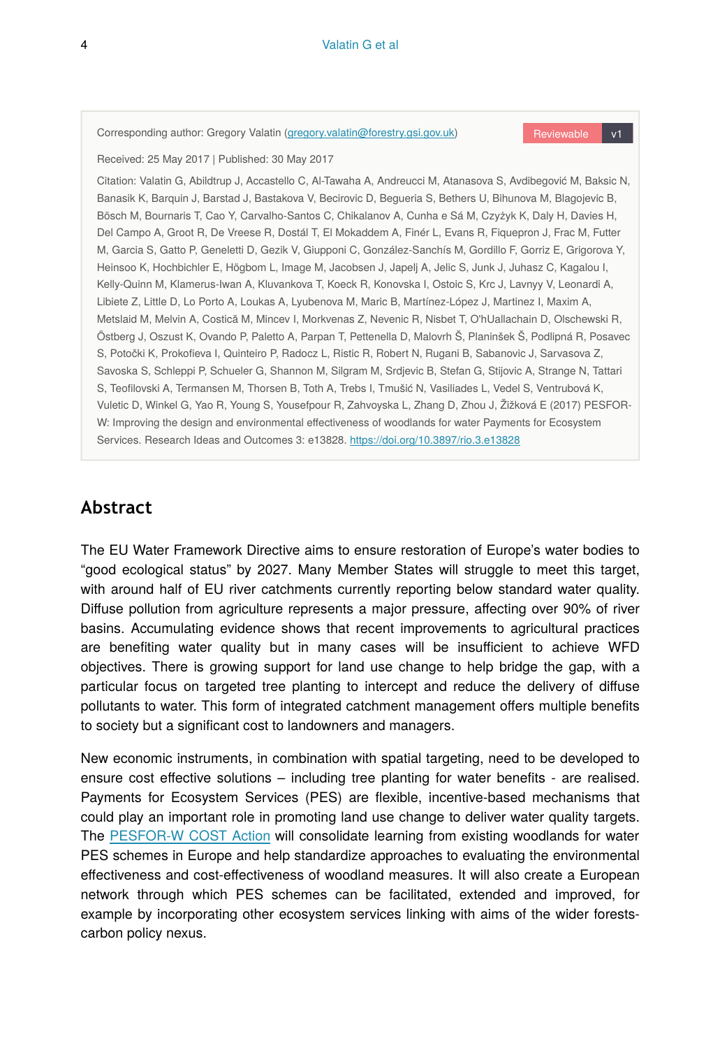Corresponding author: Gregory Valatin (gregory.valatin@forestry.gsi.gov.uk)

Reviewable v1

Received: 25 May 2017 | Published: 30 May 2017

Citation: Valatin G, Abildtrup J, Accastello C, Al-Tawaha A, Andreucci M, Atanasova S, Avdibegović M, Baksic N, Banasik K, Barquin J, Barstad J, Bastakova V, Becirovic D, Begueria S, Bethers U, Bihunova M, Blagojevic B, Bösch M, Bournaris T, Cao Y, Carvalho-Santos C, Chikalanov A, Cunha e Sá M, Czyżyk K, Daly H, Davies H, Del Campo A, Groot R, De Vreese R, Dostál T, El Mokaddem A, Finér L, Evans R, Fiquepron J, Frac M, Futter M, Garcia S, Gatto P, Geneletti D, Gezik V, Giupponi C, González-Sanchís M, Gordillo F, Gorriz E, Grigorova Y, Heinsoo K, Hochbichler E, Högbom L, Image M, Jacobsen J, Japelj A, Jelic S, Junk J, Juhasz C, Kagalou I, Kelly-Quinn M, Klamerus-Iwan A, Kluvankova T, Koeck R, Konovska I, Ostoic S, Krc J, Lavnyy V, Leonardi A, Libiete Z, Little D, Lo Porto A, Loukas A, Lyubenova M, Maric B, Martínez-López J, Martinez I, Maxim A, Metslaid M, Melvin A, Costică M, Mincev I, Morkvenas Z, Nevenic R, Nisbet T, O'hUallachain D, Olschewski R, Östberg J, Oszust K, Ovando P, Paletto A, Parpan T, Pettenella D, Malovrh Š, Planinšek Š, Podlipná R, Posavec S, Potočki K, Prokofieva I, Quinteiro P, Radocz L, Ristic R, Robert N, Rugani B, Sabanovic J, Sarvasova Z, Savoska S, Schleppi P, Schueler G, Shannon M, Silgram M, Srdjevic B, Stefan G, Stijovic A, Strange N, Tattari S, Teofilovski A, Termansen M, Thorsen B, Toth A, Trebs I, Tmušić N, Vasiliades L, Vedel S, Ventrubová K, Vuletic D, Winkel G, Yao R, Young S, Yousefpour R, Zahvoyska L, Zhang D, Zhou J, Žižková E (2017) PESFOR-W: Improving the design and environmental effectiveness of woodlands for water Payments for Ecosystem Services. Research Ideas and Outcomes 3: e13828. https://doi.org/10.3897/rio.3.e13828

## Abstract

The EU Water Framework Directive aims to ensure restoration of Europe's water bodies to "good ecological status" by 2027. Many Member States will struggle to meet this target, with around half of EU river catchments currently reporting below standard water quality. Diffuse pollution from agriculture represents a major pressure, affecting over 90% of river basins. Accumulating evidence shows that recent improvements to agricultural practices are benefiting water quality but in many cases will be insufficient to achieve WFD objectives. There is growing support for land use change to help bridge the gap, with a particular focus on targeted tree planting to intercept and reduce the delivery of diffuse pollutants to water. This form of integrated catchment management offers multiple benefits to society but a significant cost to landowners and managers.

New economic instruments, in combination with spatial targeting, need to be developed to ensure cost effective solutions – including tree planting for water benefits - are realised. Payments for Ecosystem Services (PES) are flexible, incentive-based mechanisms that could play an important role in promoting land use change to deliver water quality targets. The PESFOR-W COST Action will consolidate learning from existing woodlands for water PES schemes in Europe and help standardize approaches to evaluating the environmental effectiveness and cost-effectiveness of woodland measures. It will also create a European network through which PES schemes can be facilitated, extended and improved, for example by incorporating other ecosystem services linking with aims of the wider forests-carbon policy nexus.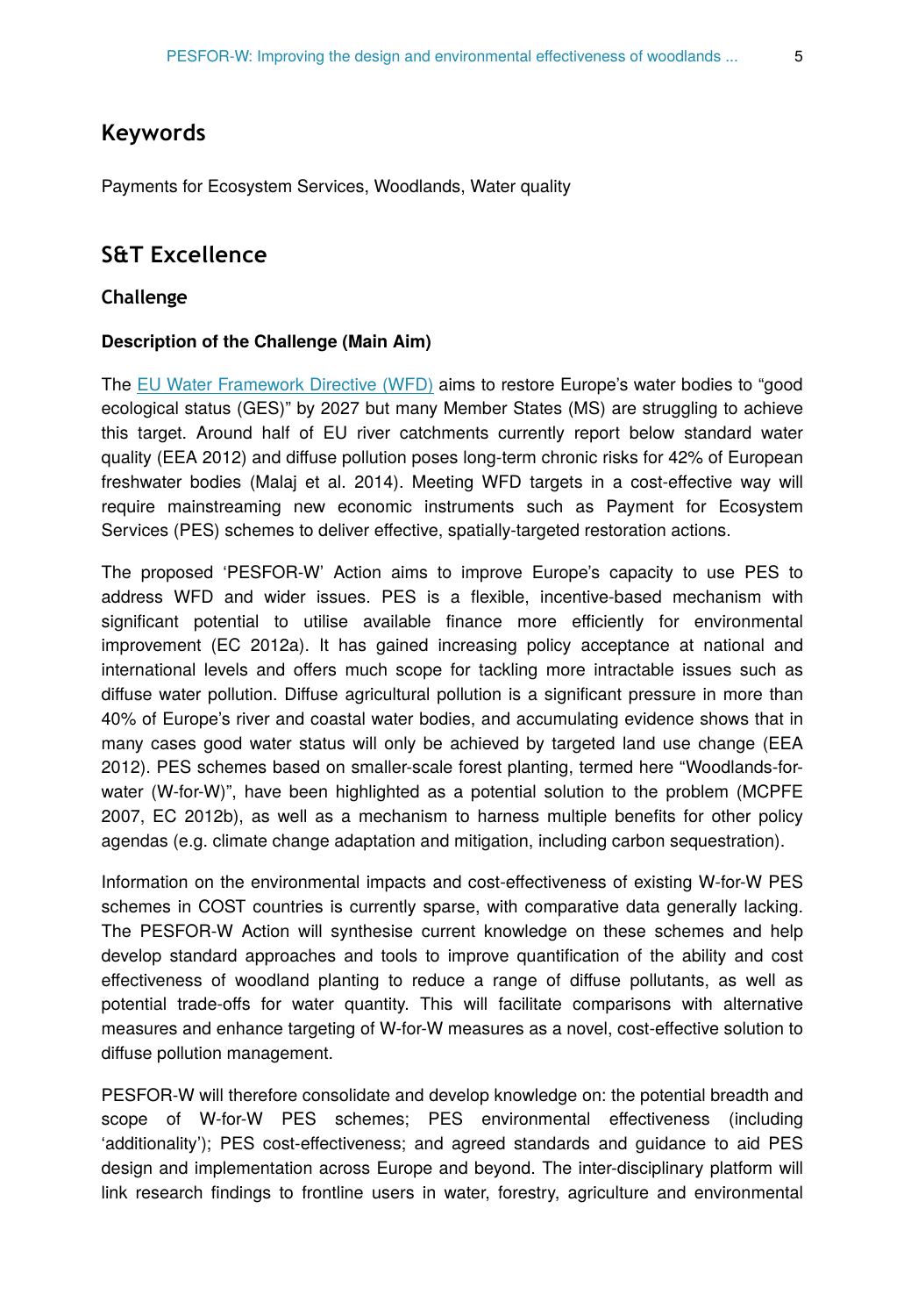## Keywords

Payments for Ecosystem Services, Woodlands, Water quality

## S&T Excellence

### Challenge

#### Description of the Challenge (Main Aim)

The [EU Water Framework Directive (WFD)](EU Water Framework Directive (WFD)) aims to restore Europe's water bodies to "good ecological status (GES)" by 2027 but many Member States (MS) are struggling to achieve this target. Around half of EU river catchments currently report below standard water quality (EEA 2012) and diffuse pollution poses long-term chronic risks for 42% of European freshwater bodies (Malaj et al. 2014). Meeting WFD targets in a cost-effective way will require mainstreaming new economic instruments such as Payment for Ecosystem Services (PES) schemes to deliver effective, spatially-targeted restoration actions.

The proposed 'PESFOR-W' Action aims to improve Europe's capacity to use PES to address WFD and wider issues. PES is a flexible, incentive-based mechanism with significant potential to utilise available finance more efficiently for environmental improvement (EC 2012a). It has gained increasing policy acceptance at national and international levels and offers much scope for tackling more intractable issues such as diffuse water pollution. Diffuse agricultural pollution is a significant pressure in more than 40% of Europe's river and coastal water bodies, and accumulating evidence shows that in many cases good water status will only be achieved by targeted land use change (EEA 2012). PES schemes based on smaller-scale forest planting, termed here "Woodlands-for-water (W-for-W)", have been highlighted as a potential solution to the problem (MCPFE 2007, EC 2012b), as well as a mechanism to harness multiple benefits for other policy agendas (e.g. climate change adaptation and mitigation, including carbon sequestration).

Information on the environmental impacts and cost-effectiveness of existing W-for-W PES schemes in COST countries is currently sparse, with comparative data generally lacking. The PESFOR-W Action will synthesise current knowledge on these schemes and help develop standard approaches and tools to improve quantification of the ability and cost effectiveness of woodland planting to reduce a range of diffuse pollutants, as well as potential trade-offs for water quantity. This will facilitate comparisons with alternative measures and enhance targeting of W-for-W measures as a novel, cost-effective solution to diffuse pollution management.

PESFOR-W will therefore consolidate and develop knowledge on: the potential breadth and scope of W-for-W PES schemes; PES environmental effectiveness (including 'additionality'); PES cost-effectiveness; and agreed standards and guidance to aid PES design and implementation across Europe and beyond. The inter-disciplinary platform will link research findings to frontline users in water, forestry, agriculture and environmental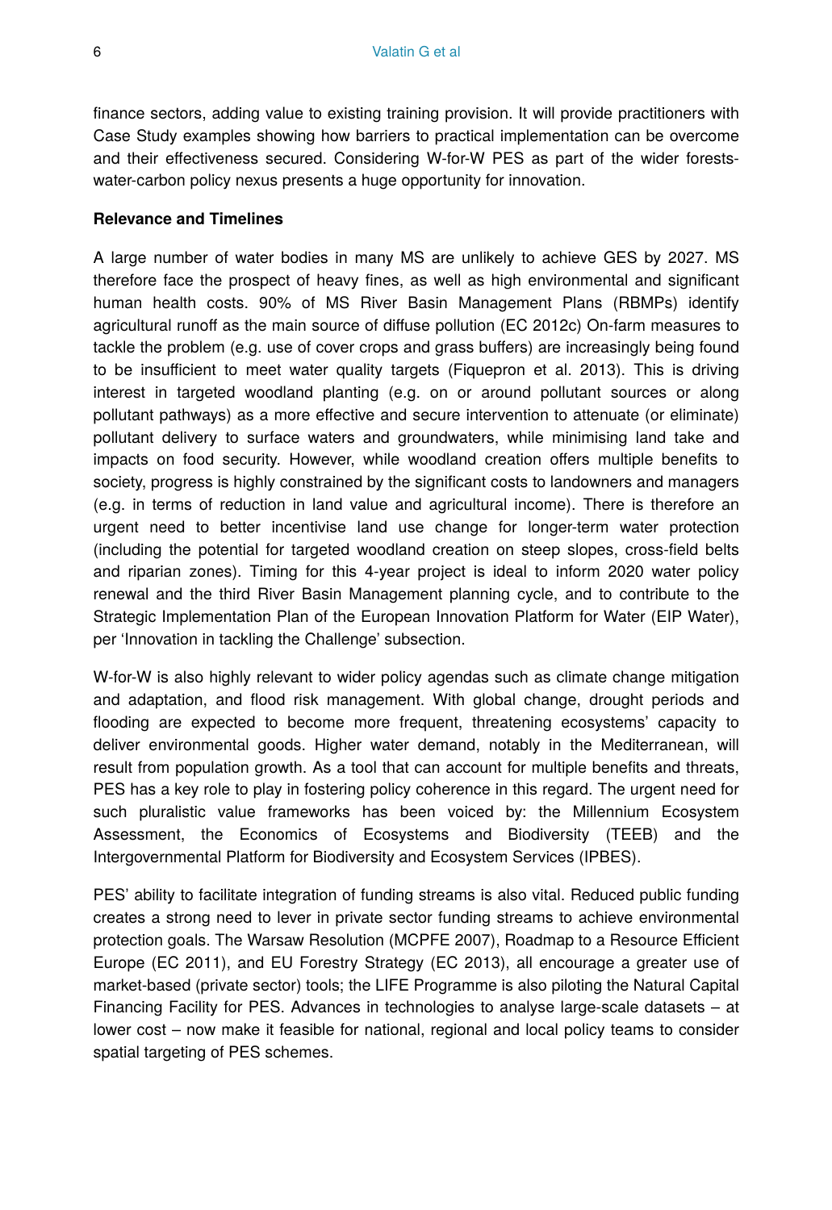finance sectors, adding value to existing training provision. It will provide practitioners with Case Study examples showing how barriers to practical implementation can be overcome and their effectiveness secured. Considering W-for-W PES as part of the wider forests-water-carbon policy nexus presents a huge opportunity for innovation.

**Relevance and Timelines**

A large number of water bodies in many MS are unlikely to achieve GES by 2027. MS therefore face the prospect of heavy fines, as well as high environmental and significant human health costs. 90% of MS River Basin Management Plans (RBMPs) identify agricultural runoff as the main source of diffuse pollution (EC 2012c) On-farm measures to tackle the problem (e.g. use of cover crops and grass buffers) are increasingly being found to be insufficient to meet water quality targets (Fiquepron et al. 2013). This is driving interest in targeted woodland planting (e.g. on or around pollutant sources or along pollutant pathways) as a more effective and secure intervention to attenuate (or eliminate) pollutant delivery to surface waters and groundwaters, while minimising land take and impacts on food security. However, while woodland creation offers multiple benefits to society, progress is highly constrained by the significant costs to landowners and managers (e.g. in terms of reduction in land value and agricultural income). There is therefore an urgent need to better incentivise land use change for longer-term water protection (including the potential for targeted woodland creation on steep slopes, cross-field belts and riparian zones). Timing for this 4-year project is ideal to inform 2020 water policy renewal and the third River Basin Management planning cycle, and to contribute to the Strategic Implementation Plan of the European Innovation Platform for Water (EIP Water), per 'Innovation in tackling the Challenge' subsection.

W-for-W is also highly relevant to wider policy agendas such as climate change mitigation and adaptation, and flood risk management. With global change, drought periods and flooding are expected to become more frequent, threatening ecosystems' capacity to deliver environmental goods. Higher water demand, notably in the Mediterranean, will result from population growth. As a tool that can account for multiple benefits and threats, PES has a key role to play in fostering policy coherence in this regard. The urgent need for such pluralistic value frameworks has been voiced by: the Millennium Ecosystem Assessment, the Economics of Ecosystems and Biodiversity (TEEB) and the Intergovernmental Platform for Biodiversity and Ecosystem Services (IPBES).

PES' ability to facilitate integration of funding streams is also vital. Reduced public funding creates a strong need to lever in private sector funding streams to achieve environmental protection goals. The Warsaw Resolution (MCPFE 2007), Roadmap to a Resource Efficient Europe (EC 2011), and EU Forestry Strategy (EC 2013), all encourage a greater use of market-based (private sector) tools; the LIFE Programme is also piloting the Natural Capital Financing Facility for PES. Advances in technologies to analyse large-scale datasets – at lower cost – now make it feasible for national, regional and local policy teams to consider spatial targeting of PES schemes.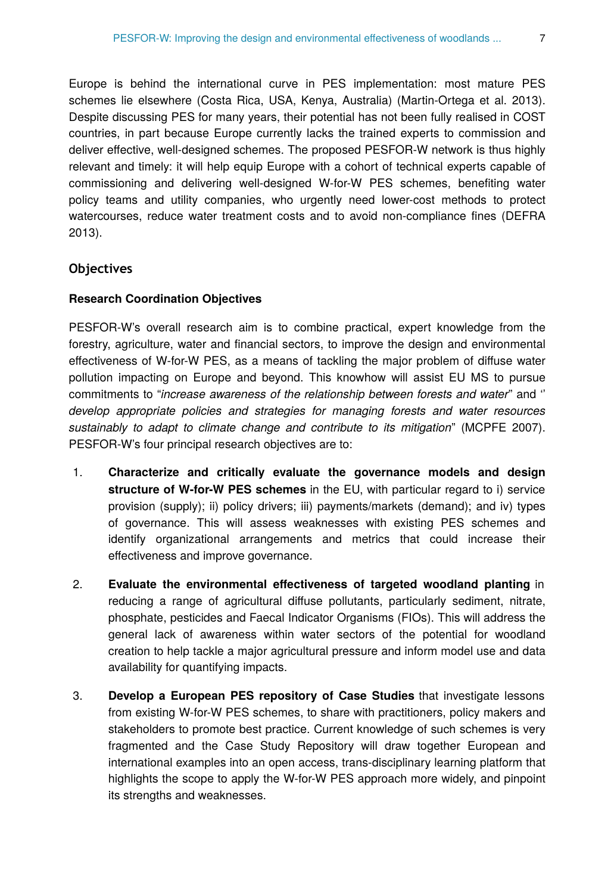Europe is behind the international curve in PES implementation: most mature PES schemes lie elsewhere (Costa Rica, USA, Kenya, Australia) (Martin-Ortega et al. 2013). Despite discussing PES for many years, their potential has not been fully realised in COST countries, in part because Europe currently lacks the trained experts to commission and deliver effective, well-designed schemes. The proposed PESFOR-W network is thus highly relevant and timely: it will help equip Europe with a cohort of technical experts capable of commissioning and delivering well-designed W-for-W PES schemes, benefiting water policy teams and utility companies, who urgently need lower-cost methods to protect watercourses, reduce water treatment costs and to avoid non-compliance fines (DEFRA 2013).

## Objectives

### Research Coordination Objectives

PESFOR-W's overall research aim is to combine practical, expert knowledge from the forestry, agriculture, water and financial sectors, to improve the design and environmental effectiveness of W-for-W PES, as a means of tackling the major problem of diffuse water pollution impacting on Europe and beyond. This knowhow will assist EU MS to pursue commitments to "*increase awareness of the relationship between forests and water*" and " *develop appropriate policies and strategies for managing forests and water resources sustainably to adapt to climate change and contribute to its mitigation*" (MCPFE 2007). PESFOR-W's four principal research objectives are to:

1. **Characterize and critically evaluate the governance models and design structure of W-for-W PES schemes** in the EU, with particular regard to i) service provision (supply); ii) policy drivers; iii) payments/markets (demand); and iv) types of governance. This will assess weaknesses with existing PES schemes and identify organizational arrangements and metrics that could increase their effectiveness and improve governance.
2. **Evaluate the environmental effectiveness of targeted woodland planting** in reducing a range of agricultural diffuse pollutants, particularly sediment, nitrate, phosphate, pesticides and Faecal Indicator Organisms (FIOs). This will address the general lack of awareness within water sectors of the potential for woodland creation to help tackle a major agricultural pressure and inform model use and data availability for quantifying impacts.
3. **Develop a European PES repository of Case Studies** that investigate lessons from existing W-for-W PES schemes, to share with practitioners, policy makers and stakeholders to promote best practice. Current knowledge of such schemes is very fragmented and the Case Study Repository will draw together European and international examples into an open access, trans-disciplinary learning platform that highlights the scope to apply the W-for-W PES approach more widely, and pinpoint its strengths and weaknesses.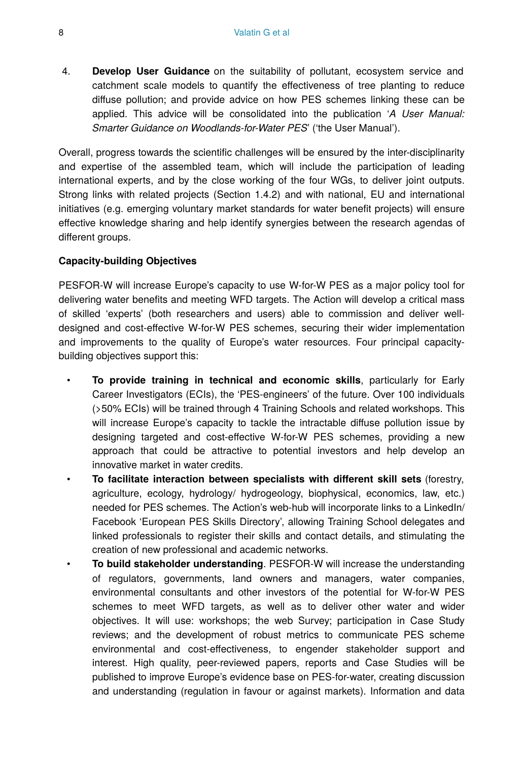4. **Develop User Guidance** on the suitability of pollutant, ecosystem service and catchment scale models to quantify the effectiveness of tree planting to reduce diffuse pollution; and provide advice on how PES schemes linking these can be applied. This advice will be consolidated into the publication '*A User Manual: Smarter Guidance on Woodlands-for-Water PES*' ('the User Manual').

Overall, progress towards the scientific challenges will be ensured by the inter-disciplinarity and expertise of the assembled team, which will include the participation of leading international experts, and by the close working of the four WGs, to deliver joint outputs. Strong links with related projects (Section 1.4.2) and with national, EU and international initiatives (e.g. emerging voluntary market standards for water benefit projects) will ensure effective knowledge sharing and help identify synergies between the research agendas of different groups.

**Capacity-building Objectives**

PESFOR-W will increase Europe's capacity to use W-for-W PES as a major policy tool for delivering water benefits and meeting WFD targets. The Action will develop a critical mass of skilled 'experts' (both researchers and users) able to commission and deliver well-designed and cost-effective W-for-W PES schemes, securing their wider implementation and improvements to the quality of Europe's water resources. Four principal capacity-building objectives support this:

- **To provide training in technical and economic skills**, particularly for Early Career Investigators (ECIs), the 'PES-engineers' of the future. Over 100 individuals (>50% ECIs) will be trained through 4 Training Schools and related workshops. This will increase Europe's capacity to tackle the intractable diffuse pollution issue by designing targeted and cost-effective W-for-W PES schemes, providing a new approach that could be attractive to potential investors and help develop an innovative market in water credits.
- **To facilitate interaction between specialists with different skill sets** (forestry, agriculture, ecology, hydrology/ hydrogeology, biophysical, economics, law, etc.) needed for PES schemes. The Action's web-hub will incorporate links to a LinkedIn/ Facebook 'European PES Skills Directory', allowing Training School delegates and linked professionals to register their skills and contact details, and stimulating the creation of new professional and academic networks.
- **To build stakeholder understanding**. PESFOR-W will increase the understanding of regulators, governments, land owners and managers, water companies, environmental consultants and other investors of the potential for W-for-W PES schemes to meet WFD targets, as well as to deliver other water and wider objectives. It will use: workshops; the web Survey; participation in Case Study reviews; and the development of robust metrics to communicate PES scheme environmental and cost-effectiveness, to engender stakeholder support and interest. High quality, peer-reviewed papers, reports and Case Studies will be published to improve Europe's evidence base on PES-for-water, creating discussion and understanding (regulation in favour or against markets). Information and data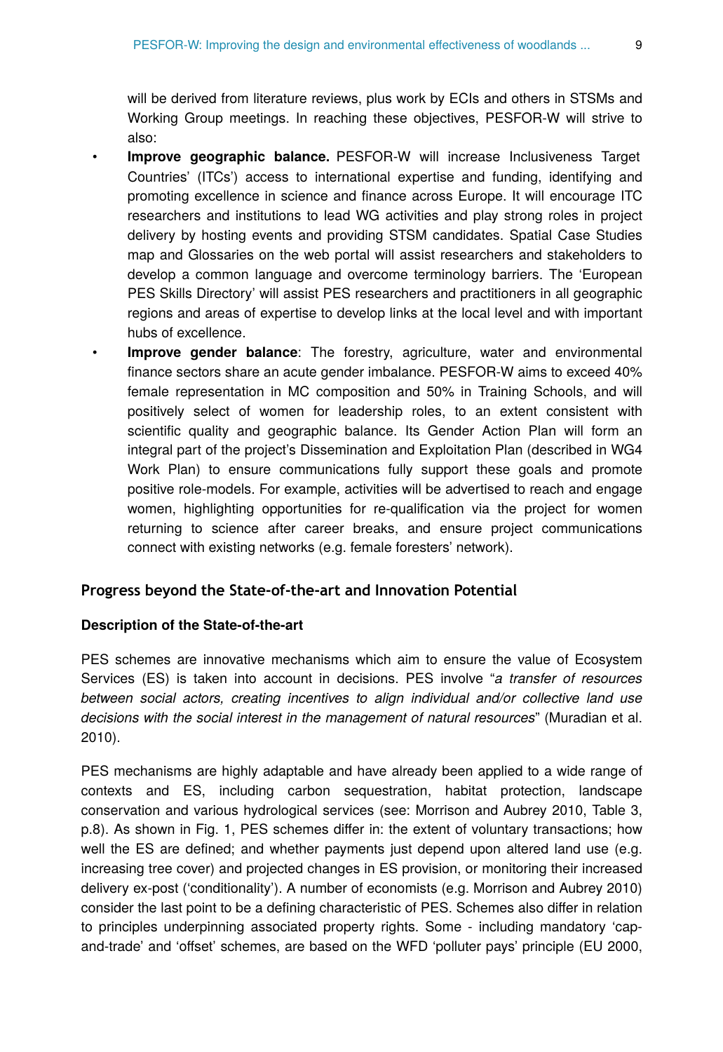will be derived from literature reviews, plus work by ECIs and others in STSMs and Working Group meetings. In reaching these objectives, PESFOR-W will strive to also:

- **Improve geographic balance.** PESFOR-W will increase Inclusiveness Target Countries' (ITCs') access to international expertise and funding, identifying and promoting excellence in science and finance across Europe. It will encourage ITC researchers and institutions to lead WG activities and play strong roles in project delivery by hosting events and providing STSM candidates. Spatial Case Studies map and Glossaries on the web portal will assist researchers and stakeholders to develop a common language and overcome terminology barriers. The 'European PES Skills Directory' will assist PES researchers and practitioners in all geographic regions and areas of expertise to develop links at the local level and with important hubs of excellence.
- **Improve gender balance**: The forestry, agriculture, water and environmental finance sectors share an acute gender imbalance. PESFOR-W aims to exceed 40% female representation in MC composition and 50% in Training Schools, and will positively select of women for leadership roles, to an extent consistent with scientific quality and geographic balance. Its Gender Action Plan will form an integral part of the project's Dissemination and Exploitation Plan (described in WG4 Work Plan) to ensure communications fully support these goals and promote positive role-models. For example, activities will be advertised to reach and engage women, highlighting opportunities for re-qualification via the project for women returning to science after career breaks, and ensure project communications connect with existing networks (e.g. female foresters' network).

## Progress beyond the State-of-the-art and Innovation Potential

### Description of the State-of-the-art

PES schemes are innovative mechanisms which aim to ensure the value of Ecosystem Services (ES) is taken into account in decisions. PES involve "*a transfer of resources between social actors, creating incentives to align individual and/or collective land use decisions with the social interest in the management of natural resources*" (Muradian et al. 2010).

PES mechanisms are highly adaptable and have already been applied to a wide range of contexts and ES, including carbon sequestration, habitat protection, landscape conservation and various hydrological services (see: Morrison and Aubrey 2010, Table 3, p.8). As shown in Fig. 1, PES schemes differ in: the extent of voluntary transactions; how well the ES are defined; and whether payments just depend upon altered land use (e.g. increasing tree cover) and projected changes in ES provision, or monitoring their increased delivery ex-post ('conditionality'). A number of economists (e.g. Morrison and Aubrey 2010) consider the last point to be a defining characteristic of PES. Schemes also differ in relation to principles underpinning associated property rights. Some - including mandatory 'cap-and-trade' and 'offset' schemes, are based on the WFD 'polluter pays' principle (EU 2000,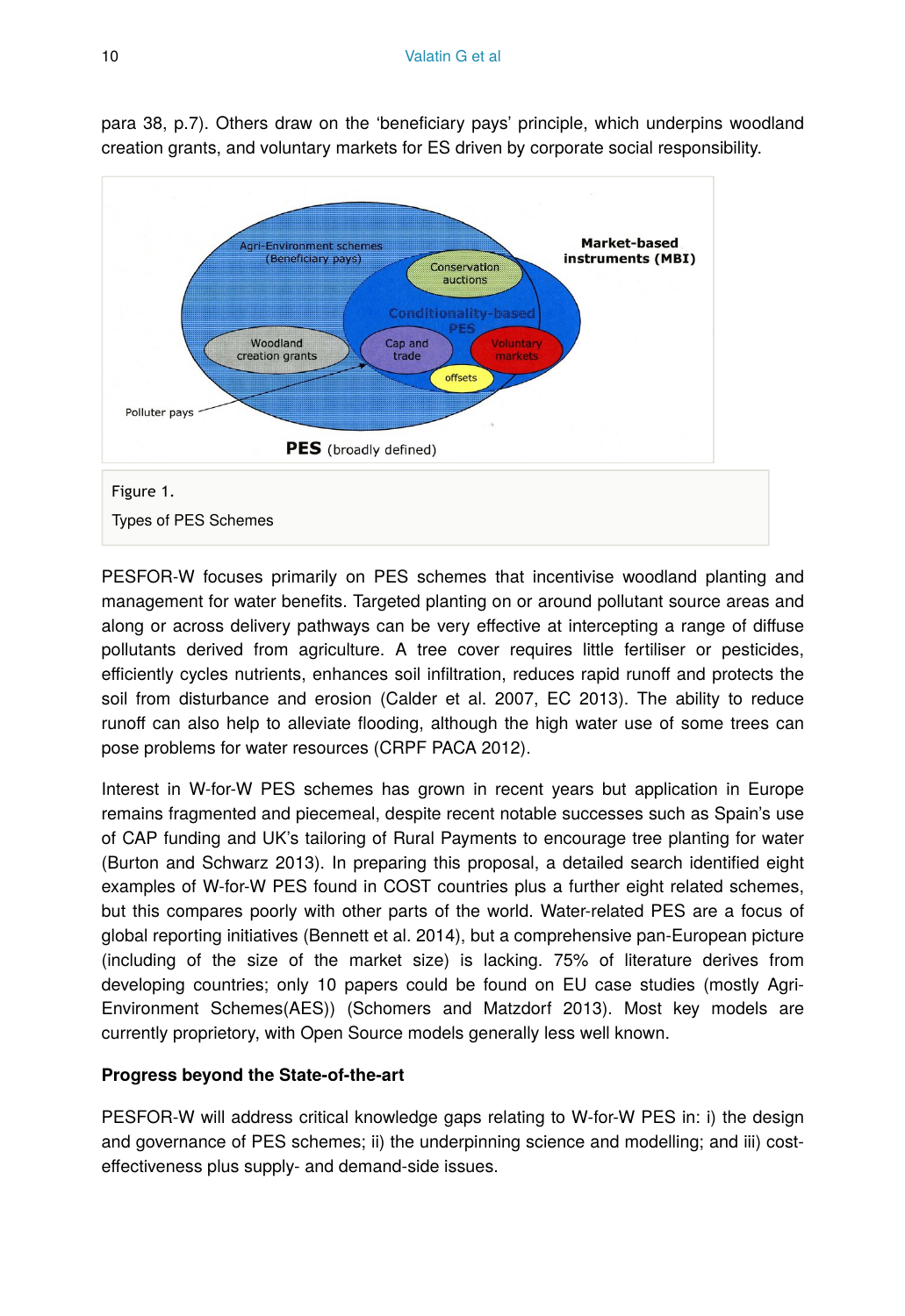para 38, p.7). Others draw on the 'beneficiary pays' principle, which underpins woodland creation grants, and voluntary markets for ES driven by corporate social responsibility.

Figure 1.

Types of PES Schemes

PESFOR-W focuses primarily on PES schemes that incentivise woodland planting and management for water benefits. Targeted planting on or around pollutant source areas and along or across delivery pathways can be very effective at intercepting a range of diffuse pollutants derived from agriculture. A tree cover requires little fertiliser or pesticides, efficiently cycles nutrients, enhances soil infiltration, reduces rapid runoff and protects the soil from disturbance and erosion (Calder et al. 2007, EC 2013). The ability to reduce runoff can also help to alleviate flooding, although the high water use of some trees can pose problems for water resources (CRPF PACA 2012).

Interest in W-for-W PES schemes has grown in recent years but application in Europe remains fragmented and piecemeal, despite recent notable successes such as Spain's use of CAP funding and UK's tailoring of Rural Payments to encourage tree planting for water (Burton and Schwarz 2013). In preparing this proposal, a detailed search identified eight examples of W-for-W PES found in COST countries plus a further eight related schemes, but this compares poorly with other parts of the world. Water-related PES are a focus of global reporting initiatives (Bennett et al. 2014), but a comprehensive pan-European picture (including of the size of the market size) is lacking. 75% of literature derives from developing countries; only 10 papers could be found on EU case studies (mostly Agri-Environment Schemes(AES)) (Schomers and Matzdorf 2013). Most key models are currently proprietory, with Open Source models generally less well known.

**Progress beyond the State-of-the-art**

PESFOR-W will address critical knowledge gaps relating to W-for-W PES in: i) the design and governance of PES schemes; ii) the underpinning science and modelling; and iii) cost-effectiveness plus supply- and demand-side issues.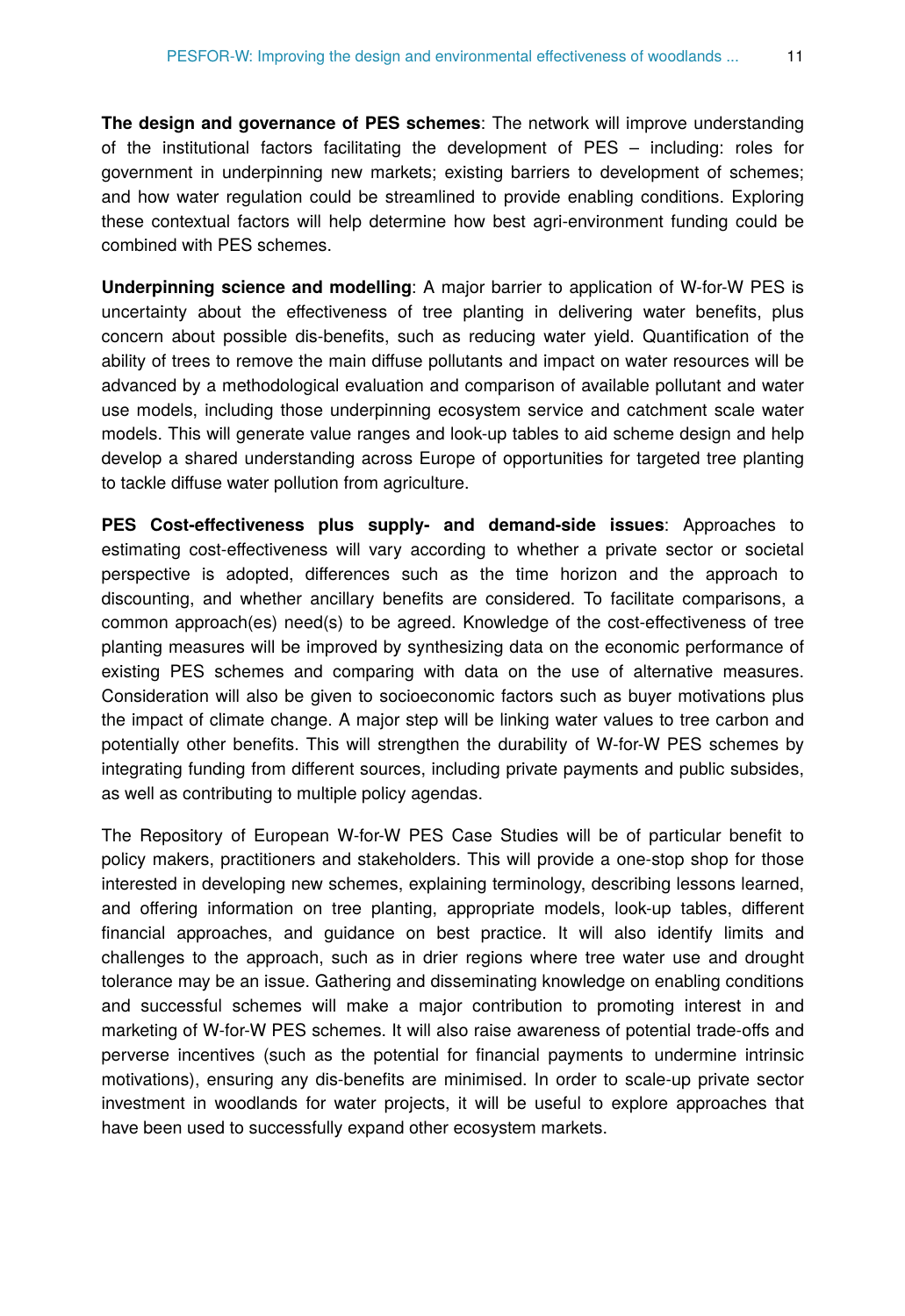**The design and governance of PES schemes**: The network will improve understanding of the institutional factors facilitating the development of PES – including: roles for government in underpinning new markets; existing barriers to development of schemes; and how water regulation could be streamlined to provide enabling conditions. Exploring these contextual factors will help determine how best agri-environment funding could be combined with PES schemes.

**Underpinning science and modelling**: A major barrier to application of W-for-W PES is uncertainty about the effectiveness of tree planting in delivering water benefits, plus concern about possible dis-benefits, such as reducing water yield. Quantification of the ability of trees to remove the main diffuse pollutants and impact on water resources will be advanced by a methodological evaluation and comparison of available pollutant and water use models, including those underpinning ecosystem service and catchment scale water models. This will generate value ranges and look-up tables to aid scheme design and help develop a shared understanding across Europe of opportunities for targeted tree planting to tackle diffuse water pollution from agriculture.

**PES Cost-effectiveness plus supply- and demand-side issues**: Approaches to estimating cost-effectiveness will vary according to whether a private sector or societal perspective is adopted, differences such as the time horizon and the approach to discounting, and whether ancillary benefits are considered. To facilitate comparisons, a common approach(es) need(s) to be agreed. Knowledge of the cost-effectiveness of tree planting measures will be improved by synthesizing data on the economic performance of existing PES schemes and comparing with data on the use of alternative measures. Consideration will also be given to socioeconomic factors such as buyer motivations plus the impact of climate change. A major step will be linking water values to tree carbon and potentially other benefits. This will strengthen the durability of W-for-W PES schemes by integrating funding from different sources, including private payments and public subsides, as well as contributing to multiple policy agendas.

The Repository of European W-for-W PES Case Studies will be of particular benefit to policy makers, practitioners and stakeholders. This will provide a one-stop shop for those interested in developing new schemes, explaining terminology, describing lessons learned, and offering information on tree planting, appropriate models, look-up tables, different financial approaches, and guidance on best practice. It will also identify limits and challenges to the approach, such as in drier regions where tree water use and drought tolerance may be an issue. Gathering and disseminating knowledge on enabling conditions and successful schemes will make a major contribution to promoting interest in and marketing of W-for-W PES schemes. It will also raise awareness of potential trade-offs and perverse incentives (such as the potential for financial payments to undermine intrinsic motivations), ensuring any dis-benefits are minimised. In order to scale-up private sector investment in woodlands for water projects, it will be useful to explore approaches that have been used to successfully expand other ecosystem markets.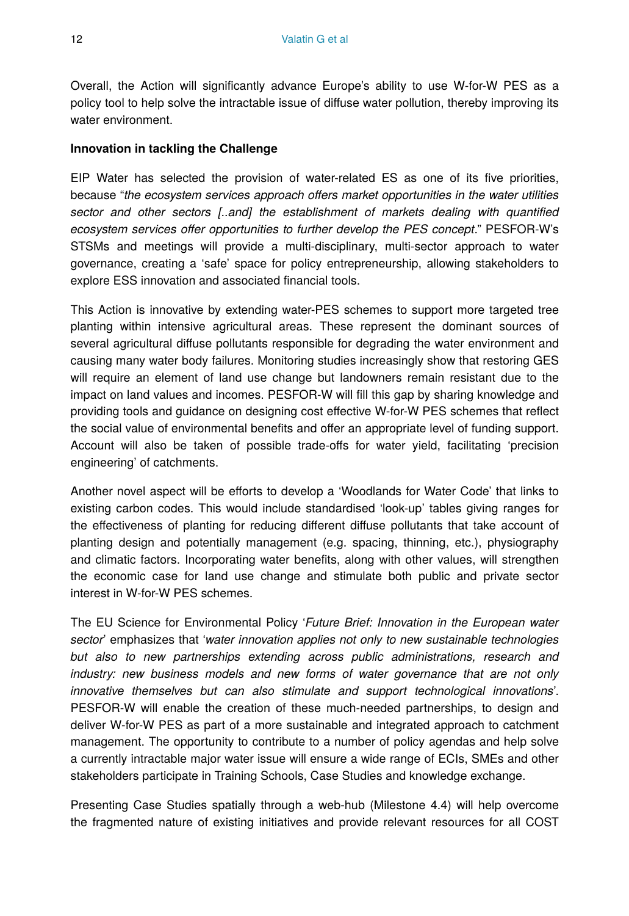Overall, the Action will significantly advance Europe's ability to use W-for-W PES as a policy tool to help solve the intractable issue of diffuse water pollution, thereby improving its water environment.

**Innovation in tackling the Challenge**

EIP Water has selected the provision of water-related ES as one of its five priorities, because "*the ecosystem services approach offers market opportunities in the water utilities sector and other sectors [..and] the establishment of markets dealing with quantified ecosystem services offer opportunities to further develop the PES concept*." PESFOR-W's STSMs and meetings will provide a multi-disciplinary, multi-sector approach to water governance, creating a 'safe' space for policy entrepreneurship, allowing stakeholders to explore ESS innovation and associated financial tools.

This Action is innovative by extending water-PES schemes to support more targeted tree planting within intensive agricultural areas. These represent the dominant sources of several agricultural diffuse pollutants responsible for degrading the water environment and causing many water body failures. Monitoring studies increasingly show that restoring GES will require an element of land use change but landowners remain resistant due to the impact on land values and incomes. PESFOR-W will fill this gap by sharing knowledge and providing tools and guidance on designing cost effective W-for-W PES schemes that reflect the social value of environmental benefits and offer an appropriate level of funding support. Account will also be taken of possible trade-offs for water yield, facilitating 'precision engineering' of catchments.

Another novel aspect will be efforts to develop a 'Woodlands for Water Code' that links to existing carbon codes. This would include standardised 'look-up' tables giving ranges for the effectiveness of planting for reducing different diffuse pollutants that take account of planting design and potentially management (e.g. spacing, thinning, etc.), physiography and climatic factors. Incorporating water benefits, along with other values, will strengthen the economic case for land use change and stimulate both public and private sector interest in W-for-W PES schemes.

The EU Science for Environmental Policy '*Future Brief: Innovation in the European water sector*' emphasizes that '*water innovation applies not only to new sustainable technologies but also to new partnerships extending across public administrations, research and industry: new business models and new forms of water governance that are not only innovative themselves but can also stimulate and support technological innovations*'. PESFOR-W will enable the creation of these much-needed partnerships, to design and deliver W-for-W PES as part of a more sustainable and integrated approach to catchment management. The opportunity to contribute to a number of policy agendas and help solve a currently intractable major water issue will ensure a wide range of ECIs, SMEs and other stakeholders participate in Training Schools, Case Studies and knowledge exchange.

Presenting Case Studies spatially through a web-hub (Milestone 4.4) will help overcome the fragmented nature of existing initiatives and provide relevant resources for all COST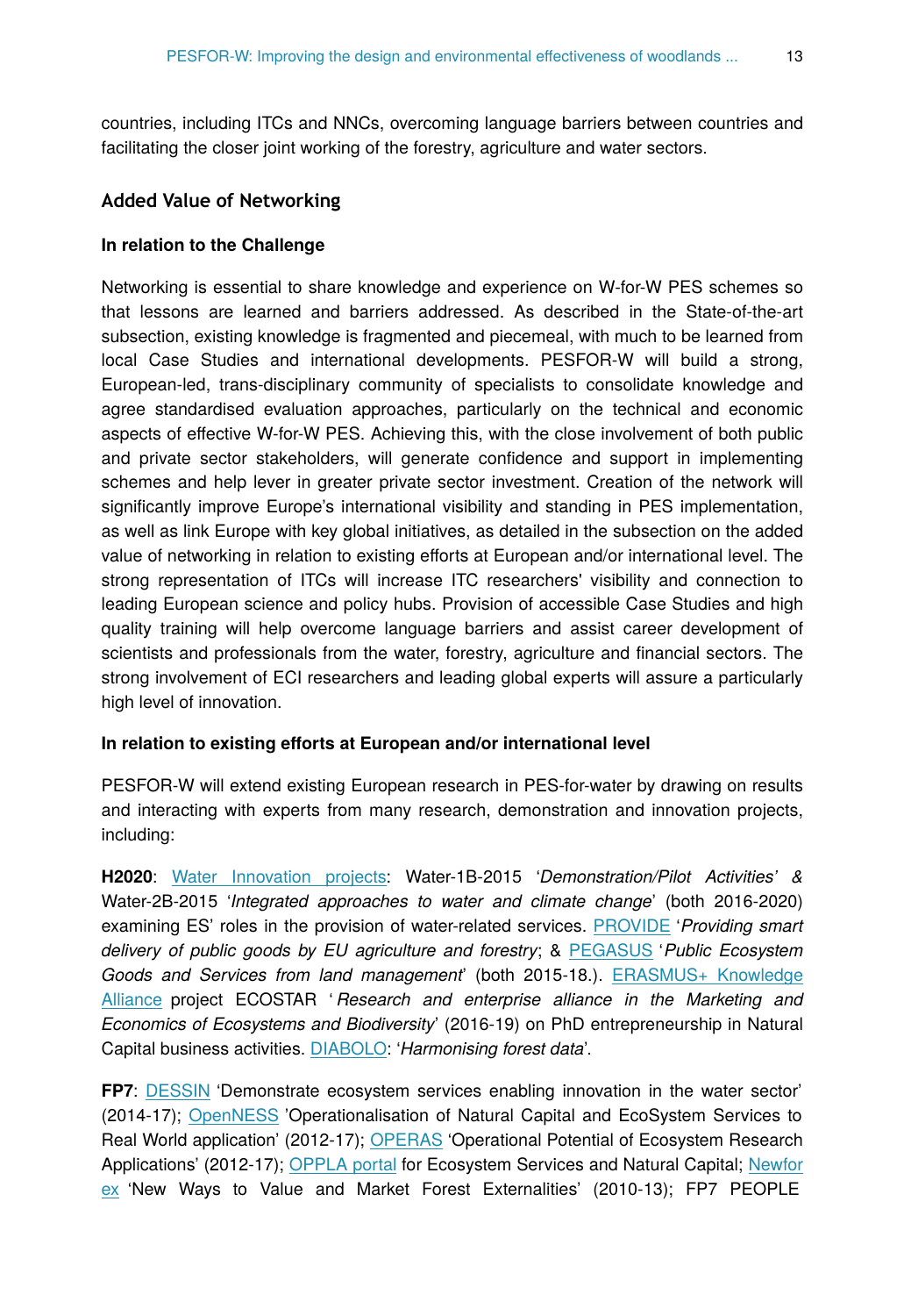countries, including ITCs and NNCs, overcoming language barriers between countries and facilitating the closer joint working of the forestry, agriculture and water sectors.

## Added Value of Networking

### In relation to the Challenge

Networking is essential to share knowledge and experience on W-for-W PES schemes so that lessons are learned and barriers addressed. As described in the State-of-the-art subsection, existing knowledge is fragmented and piecemeal, with much to be learned from local Case Studies and international developments. PESFOR-W will build a strong, European-led, trans-disciplinary community of specialists to consolidate knowledge and agree standardised evaluation approaches, particularly on the technical and economic aspects of effective W-for-W PES. Achieving this, with the close involvement of both public and private sector stakeholders, will generate confidence and support in implementing schemes and help lever in greater private sector investment. Creation of the network will significantly improve Europe's international visibility and standing in PES implementation, as well as link Europe with key global initiatives, as detailed in the subsection on the added value of networking in relation to existing efforts at European and/or international level. The strong representation of ITCs will increase ITC researchers' visibility and connection to leading European science and policy hubs. Provision of accessible Case Studies and high quality training will help overcome language barriers and assist career development of scientists and professionals from the water, forestry, agriculture and financial sectors. The strong involvement of ECI researchers and leading global experts will assure a particularly high level of innovation.

### In relation to existing efforts at European and/or international level

PESFOR-W will extend existing European research in PES-for-water by drawing on results and interacting with experts from many research, demonstration and innovation projects, including:

**H2020**: Water Innovation projects: Water-1B-2015 '*Demonstration/Pilot Activities' &* Water-2B-2015 '*Integrated approaches to water and climate change*' (both 2016-2020) examining ES' roles in the provision of water-related services. PROVIDE '*Providing smart delivery of public goods by EU agriculture and forestry*; & PEGASUS '*Public Ecosystem Goods and Services from land management*' (both 2015-18.). ERASMUS+ Knowledge Alliance project ECOSTAR '*Research and enterprise alliance in the Marketing and Economics of Ecosystems and Biodiversity*' (2016-19) on PhD entrepreneurship in Natural Capital business activities. DIABOLO: '*Harmonising forest data*'.

**FP7**: DESSIN 'Demonstrate ecosystem services enabling innovation in the water sector' (2014-17); OpenNESS 'Operationalisation of Natural Capital and EcoSystem Services to Real World application' (2012-17); OPERAS 'Operational Potential of Ecosystem Research Applications' (2012-17); OPPLA portal for Ecosystem Services and Natural Capital; Newforex 'New Ways to Value and Market Forest Externalities' (2010-13); FP7 PEOPLE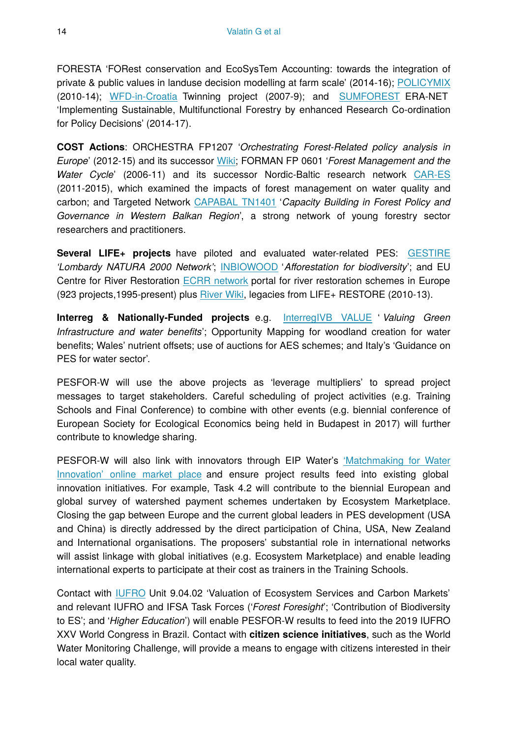FORESTA 'FORest conservation and EcoSysTem Accounting: towards the integration of private & public values in landuse decision modelling at farm scale' (2014-16); POLICYMIX (2010-14); WFD-in-Croatia Twinning project (2007-9); and SUMFOREST ERA-NET 'Implementing Sustainable, Multifunctional Forestry by enhanced Research Co-ordination for Policy Decisions' (2014-17).

**COST Actions**: ORCHESTRA FP1207 '*Orchestrating Forest-Related policy analysis in Europe*' (2012-15) and its successor Wiki; FORMAN FP 0601 '*Forest Management and the Water Cycle*' (2006-11) and its successor Nordic-Baltic research network CAR-ES (2011-2015), which examined the impacts of forest management on water quality and carbon; and Targeted Network CAPABAL TN1401 '*Capacity Building in Forest Policy and Governance in Western Balkan Region*', a strong network of young forestry sector researchers and practitioners.

**Several LIFE+ projects** have piloted and evaluated water-related PES: GESTIRE *'Lombardy NATURA 2000 Network'*; INBIOWOOD '*Afforestation for biodiversity*'; and EU Centre for River Restoration ECRR network portal for river restoration schemes in Europe (923 projects,1995-present) plus River Wiki, legacies from LIFE+ RESTORE (2010-13).

**Interreg & Nationally-Funded projects** e.g. InterregIVB VALUE ' *Valuing Green Infrastructure and water benefits*'; Opportunity Mapping for woodland creation for water benefits; Wales' nutrient offsets; use of auctions for AES schemes; and Italy's 'Guidance on PES for water sector'.

PESFOR-W will use the above projects as 'leverage multipliers' to spread project messages to target stakeholders. Careful scheduling of project activities (e.g. Training Schools and Final Conference) to combine with other events (e.g. biennial conference of European Society for Ecological Economics being held in Budapest in 2017) will further contribute to knowledge sharing.

PESFOR-W will also link with innovators through EIP Water's 'Matchmaking for Water Innovation' online market place and ensure project results feed into existing global innovation initiatives. For example, Task 4.2 will contribute to the biennial European and global survey of watershed payment schemes undertaken by Ecosystem Marketplace. Closing the gap between Europe and the current global leaders in PES development (USA and China) is directly addressed by the direct participation of China, USA, New Zealand and International organisations. The proposers' substantial role in international networks will assist linkage with global initiatives (e.g. Ecosystem Marketplace) and enable leading international experts to participate at their cost as trainers in the Training Schools.

Contact with IUFRO Unit 9.04.02 'Valuation of Ecosystem Services and Carbon Markets' and relevant IUFRO and IFSA Task Forces ('*Forest Foresight*'; 'Contribution of Biodiversity to ES'; and '*Higher Education*') will enable PESFOR-W results to feed into the 2019 IUFRO XXV World Congress in Brazil. Contact with **citizen science initiatives**, such as the World Water Monitoring Challenge, will provide a means to engage with citizens interested in their local water quality.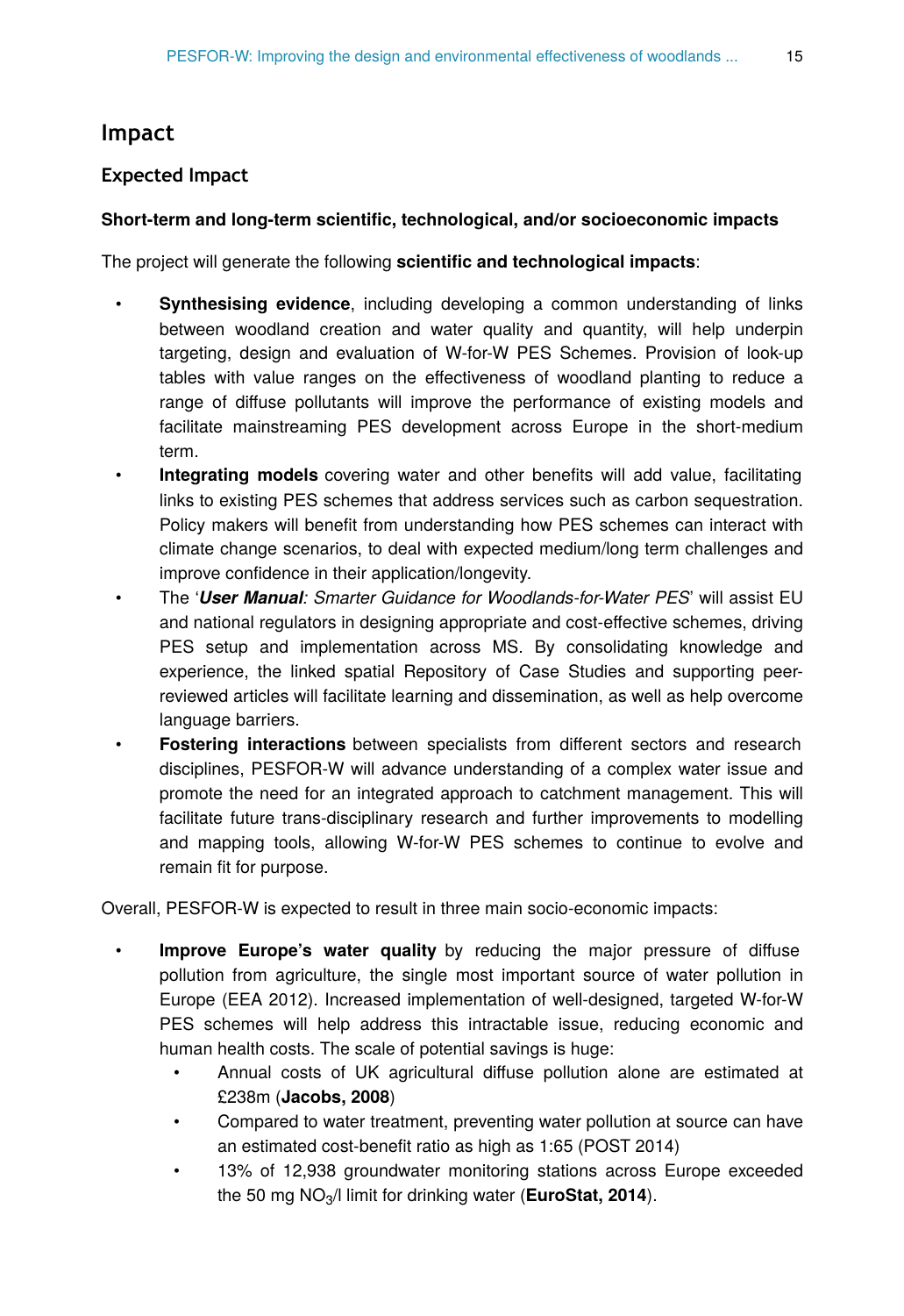## Impact

### Expected Impact

**Short-term and long-term scientific, technological, and/or socioeconomic impacts**

The project will generate the following **scientific and technological impacts**:

- **Synthesising evidence**, including developing a common understanding of links between woodland creation and water quality and quantity, will help underpin targeting, design and evaluation of W-for-W PES Schemes. Provision of look-up tables with value ranges on the effectiveness of woodland planting to reduce a range of diffuse pollutants will improve the performance of existing models and facilitate mainstreaming PES development across Europe in the short-medium term.
- **Integrating models** covering water and other benefits will add value, facilitating links to existing PES schemes that address services such as carbon sequestration. Policy makers will benefit from understanding how PES schemes can interact with climate change scenarios, to deal with expected medium/long term challenges and improve confidence in their application/longevity.
- The '***User Manual****: Smarter Guidance for Woodlands-for-Water PES*' will assist EU and national regulators in designing appropriate and cost-effective schemes, driving PES setup and implementation across MS. By consolidating knowledge and experience, the linked spatial Repository of Case Studies and supporting peer-reviewed articles will facilitate learning and dissemination, as well as help overcome language barriers.
- **Fostering interactions** between specialists from different sectors and research disciplines, PESFOR-W will advance understanding of a complex water issue and promote the need for an integrated approach to catchment management. This will facilitate future trans-disciplinary research and further improvements to modelling and mapping tools, allowing W-for-W PES schemes to continue to evolve and remain fit for purpose.

Overall, PESFOR-W is expected to result in three main socio-economic impacts:

- **Improve Europe's water quality** by reducing the major pressure of diffuse pollution from agriculture, the single most important source of water pollution in Europe (EEA 2012). Increased implementation of well-designed, targeted W-for-W PES schemes will help address this intractable issue, reducing economic and human health costs. The scale of potential savings is huge:
  - Annual costs of UK agricultural diffuse pollution alone are estimated at £238m (**Jacobs, 2008**)
  - Compared to water treatment, preventing water pollution at source can have an estimated cost-benefit ratio as high as 1:65 (POST 2014)
  - 13% of 12,938 groundwater monitoring stations across Europe exceeded the 50 mg $NO_3$/l limit for drinking water (**EuroStat, 2014**).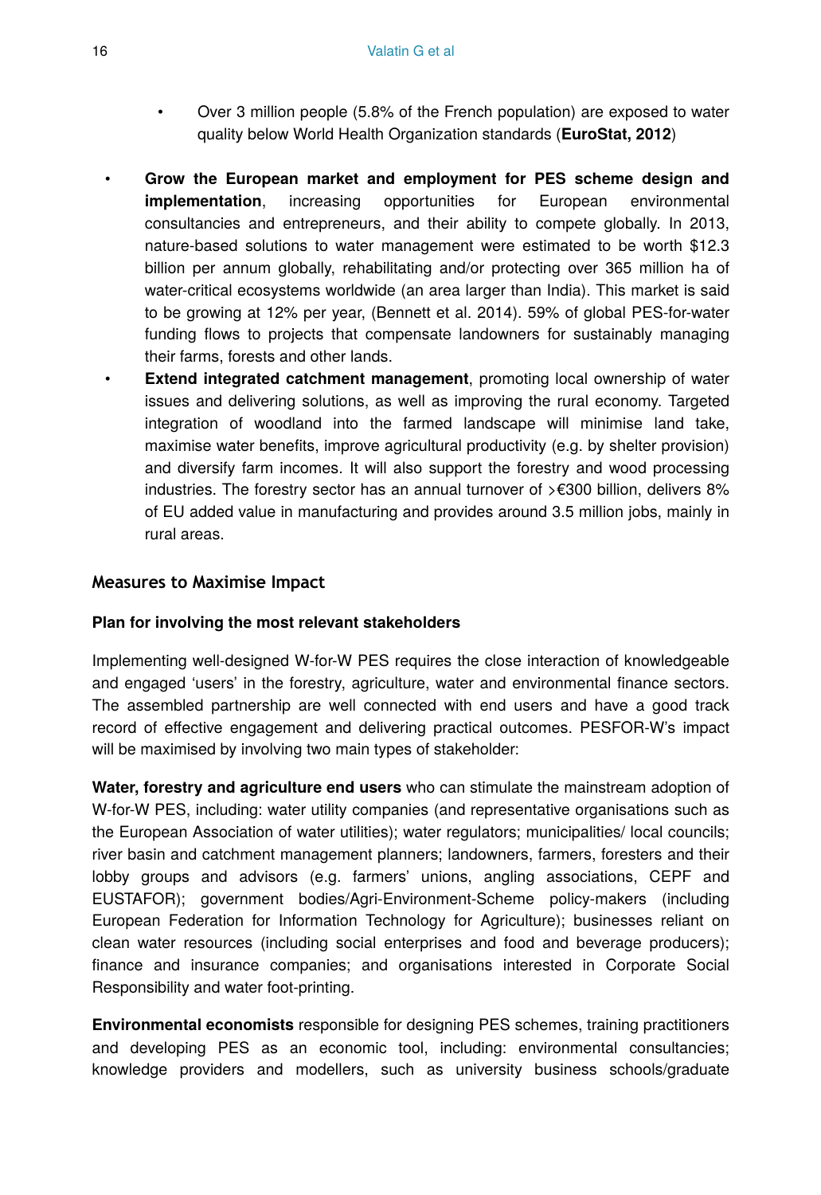- Over 3 million people (5.8% of the French population) are exposed to water quality below World Health Organization standards (**EuroStat, 2012**)

- **Grow the European market and employment for PES scheme design and implementation**, increasing opportunities for European environmental consultancies and entrepreneurs, and their ability to compete globally. In 2013, nature-based solutions to water management were estimated to be worth $12.3 billion per annum globally, rehabilitating and/or protecting over 365 million ha of water-critical ecosystems worldwide (an area larger than India). This market is said to be growing at 12% per year, (Bennett et al. 2014). 59% of global PES-for-water funding flows to projects that compensate landowners for sustainably managing their farms, forests and other lands.
- **Extend integrated catchment management**, promoting local ownership of water issues and delivering solutions, as well as improving the rural economy. Targeted integration of woodland into the farmed landscape will minimise land take, maximise water benefits, improve agricultural productivity (e.g. by shelter provision) and diversify farm incomes. It will also support the forestry and wood processing industries. The forestry sector has an annual turnover of >€300 billion, delivers 8% of EU added value in manufacturing and provides around 3.5 million jobs, mainly in rural areas.

## Measures to Maximise Impact

### Plan for involving the most relevant stakeholders

Implementing well-designed W-for-W PES requires the close interaction of knowledgeable and engaged 'users' in the forestry, agriculture, water and environmental finance sectors. The assembled partnership are well connected with end users and have a good track record of effective engagement and delivering practical outcomes. PESFOR-W's impact will be maximised by involving two main types of stakeholder:

**Water, forestry and agriculture end users** who can stimulate the mainstream adoption of W-for-W PES, including: water utility companies (and representative organisations such as the European Association of water utilities); water regulators; municipalities/ local councils; river basin and catchment management planners; landowners, farmers, foresters and their lobby groups and advisors (e.g. farmers' unions, angling associations, CEPF and EUSTAFOR); government bodies/Agri-Environment-Scheme policy-makers (including European Federation for Information Technology for Agriculture); businesses reliant on clean water resources (including social enterprises and food and beverage producers); finance and insurance companies; and organisations interested in Corporate Social Responsibility and water foot-printing.

**Environmental economists** responsible for designing PES schemes, training practitioners and developing PES as an economic tool, including: environmental consultancies; knowledge providers and modellers, such as university business schools/graduate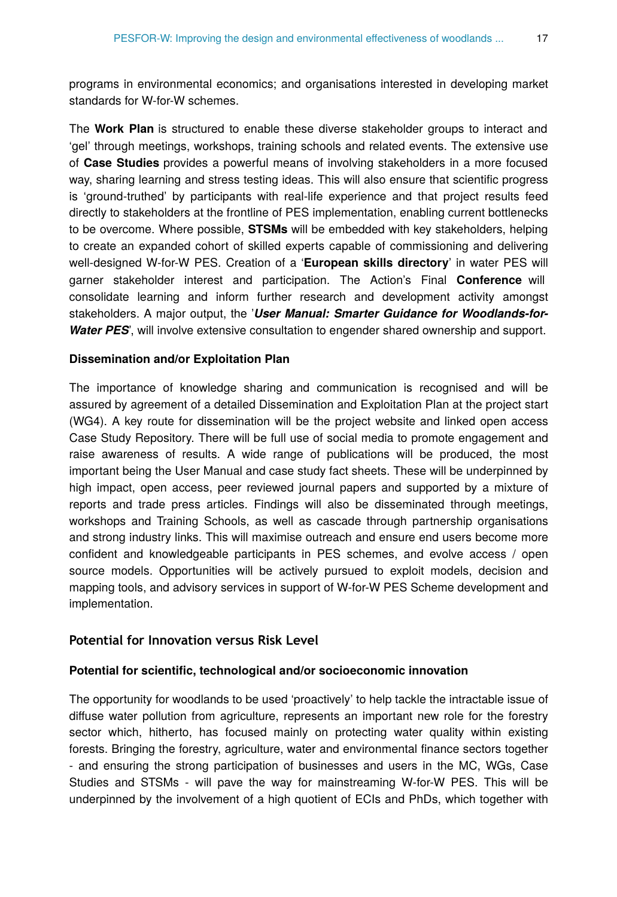programs in environmental economics; and organisations interested in developing market standards for W-for-W schemes.

The **Work Plan** is structured to enable these diverse stakeholder groups to interact and 'gel' through meetings, workshops, training schools and related events. The extensive use of **Case Studies** provides a powerful means of involving stakeholders in a more focused way, sharing learning and stress testing ideas. This will also ensure that scientific progress is 'ground-truthed' by participants with real-life experience and that project results feed directly to stakeholders at the frontline of PES implementation, enabling current bottlenecks to be overcome. Where possible, **STSMs** will be embedded with key stakeholders, helping to create an expanded cohort of skilled experts capable of commissioning and delivering well-designed W-for-W PES. Creation of a '**European skills directory**' in water PES will garner stakeholder interest and participation. The Action's Final **Conference** will consolidate learning and inform further research and development activity amongst stakeholders. A major output, the '***User Manual: Smarter Guidance for Woodlands-for-Water PES***', will involve extensive consultation to engender shared ownership and support.

**Dissemination and/or Exploitation Plan**

The importance of knowledge sharing and communication is recognised and will be assured by agreement of a detailed Dissemination and Exploitation Plan at the project start (WG4). A key route for dissemination will be the project website and linked open access Case Study Repository. There will be full use of social media to promote engagement and raise awareness of results. A wide range of publications will be produced, the most important being the User Manual and case study fact sheets. These will be underpinned by high impact, open access, peer reviewed journal papers and supported by a mixture of reports and trade press articles. Findings will also be disseminated through meetings, workshops and Training Schools, as well as cascade through partnership organisations and strong industry links. This will maximise outreach and ensure end users become more confident and knowledgeable participants in PES schemes, and evolve access / open source models. Opportunities will be actively pursued to exploit models, decision and mapping tools, and advisory services in support of W-for-W PES Scheme development and implementation.

## Potential for Innovation versus Risk Level

**Potential for scientific, technological and/or socioeconomic innovation**

The opportunity for woodlands to be used 'proactively' to help tackle the intractable issue of diffuse water pollution from agriculture, represents an important new role for the forestry sector which, hitherto, has focused mainly on protecting water quality within existing forests. Bringing the forestry, agriculture, water and environmental finance sectors together - and ensuring the strong participation of businesses and users in the MC, WGs, Case Studies and STSMs - will pave the way for mainstreaming W-for-W PES. This will be underpinned by the involvement of a high quotient of ECIs and PhDs, which together with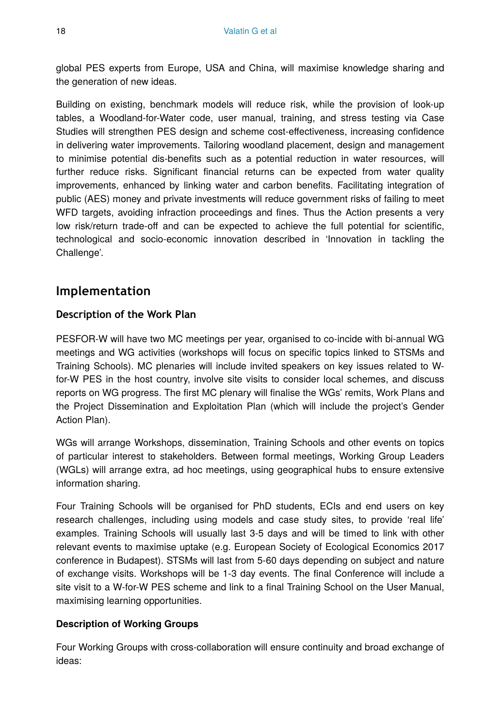global PES experts from Europe, USA and China, will maximise knowledge sharing and the generation of new ideas.

Building on existing, benchmark models will reduce risk, while the provision of look-up tables, a Woodland-for-Water code, user manual, training, and stress testing via Case Studies will strengthen PES design and scheme cost-effectiveness, increasing confidence in delivering water improvements. Tailoring woodland placement, design and management to minimise potential dis-benefits such as a potential reduction in water resources, will further reduce risks. Significant financial returns can be expected from water quality improvements, enhanced by linking water and carbon benefits. Facilitating integration of public (AES) money and private investments will reduce government risks of failing to meet WFD targets, avoiding infraction proceedings and fines. Thus the Action presents a very low risk/return trade-off and can be expected to achieve the full potential for scientific, technological and socio-economic innovation described in 'Innovation in tackling the Challenge'.

## Implementation

### Description of the Work Plan

PESFOR-W will have two MC meetings per year, organised to co-incide with bi-annual WG meetings and WG activities (workshops will focus on specific topics linked to STSMs and Training Schools). MC plenaries will include invited speakers on key issues related to W-for-W PES in the host country, involve site visits to consider local schemes, and discuss reports on WG progress. The first MC plenary will finalise the WGs' remits, Work Plans and the Project Dissemination and Exploitation Plan (which will include the project's Gender Action Plan).

WGs will arrange Workshops, dissemination, Training Schools and other events on topics of particular interest to stakeholders. Between formal meetings, Working Group Leaders (WGLs) will arrange extra, ad hoc meetings, using geographical hubs to ensure extensive information sharing.

Four Training Schools will be organised for PhD students, ECIs and end users on key research challenges, including using models and case study sites, to provide 'real life' examples. Training Schools will usually last 3-5 days and will be timed to link with other relevant events to maximise uptake (e.g. European Society of Ecological Economics 2017 conference in Budapest). STSMs will last from 5-60 days depending on subject and nature of exchange visits. Workshops will be 1-3 day events. The final Conference will include a site visit to a W-for-W PES scheme and link to a final Training School on the User Manual, maximising learning opportunities.

**Description of Working Groups**

Four Working Groups with cross-collaboration will ensure continuity and broad exchange of ideas: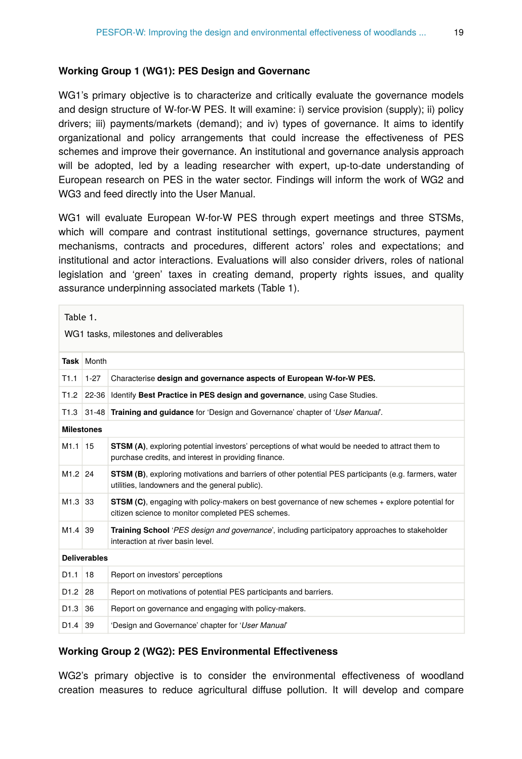### Working Group 1 (WG1): PES Design and Governanc

WG1's primary objective is to characterize and critically evaluate the governance models and design structure of W-for-W PES. It will examine: i) service provision (supply); ii) policy drivers; iii) payments/markets (demand); and iv) types of governance. It aims to identify organizational and policy arrangements that could increase the effectiveness of PES schemes and improve their governance. An institutional and governance analysis approach will be adopted, led by a leading researcher with expert, up-to-date understanding of European research on PES in the water sector. Findings will inform the work of WG2 and WG3 and feed directly into the User Manual.

WG1 will evaluate European W-for-W PES through expert meetings and three STSMs, which will compare and contrast institutional settings, governance structures, payment mechanisms, contracts and procedures, different actors' roles and expectations; and institutional and actor interactions. Evaluations will also consider drivers, roles of national legislation and 'green' taxes in creating demand, property rights issues, and quality assurance underpinning associated markets (Table 1).

Table 1.

WG1 tasks, milestones and deliverables

| Task | Month | |
|---|---|---|
| T1.1 | 1-27 | Characterise **design and governance aspects of European W-for-W PES.** |
| T1.2 | 22-36 | Identify **Best Practice in PES design and governance**, using Case Studies. |
| T1.3 | 31-48 | **Training and guidance** for 'Design and Governance' chapter of '*User Manual*'. |
| **Milestones** | | |
| M1.1 | 15 | **STSM (A)**, exploring potential investors' perceptions of what would be needed to attract them to purchase credits, and interest in providing finance. |
| M1.2 | 24 | **STSM (B)**, exploring motivations and barriers of other potential PES participants (e.g. farmers, water utilities, landowners and the general public). |
| M1.3 | 33 | **STSM (C)**, engaging with policy-makers on best governance of new schemes + explore potential for citizen science to monitor completed PES schemes. |
| M1.4 | 39 | **Training School** '*PES design and governance*', including participatory approaches to stakeholder interaction at river basin level. |
| **Deliverables** | | |
| D1.1 | 18 | Report on investors' perceptions |
| D1.2 | 28 | Report on motivations of potential PES participants and barriers. |
| D1.3 | 36 | Report on governance and engaging with policy-makers. |
| D1.4 | 39 | 'Design and Governance' chapter for '*User Manual*' |

### Working Group 2 (WG2): PES Environmental Effectiveness

WG2's primary objective is to consider the environmental effectiveness of woodland creation measures to reduce agricultural diffuse pollution. It will develop and compare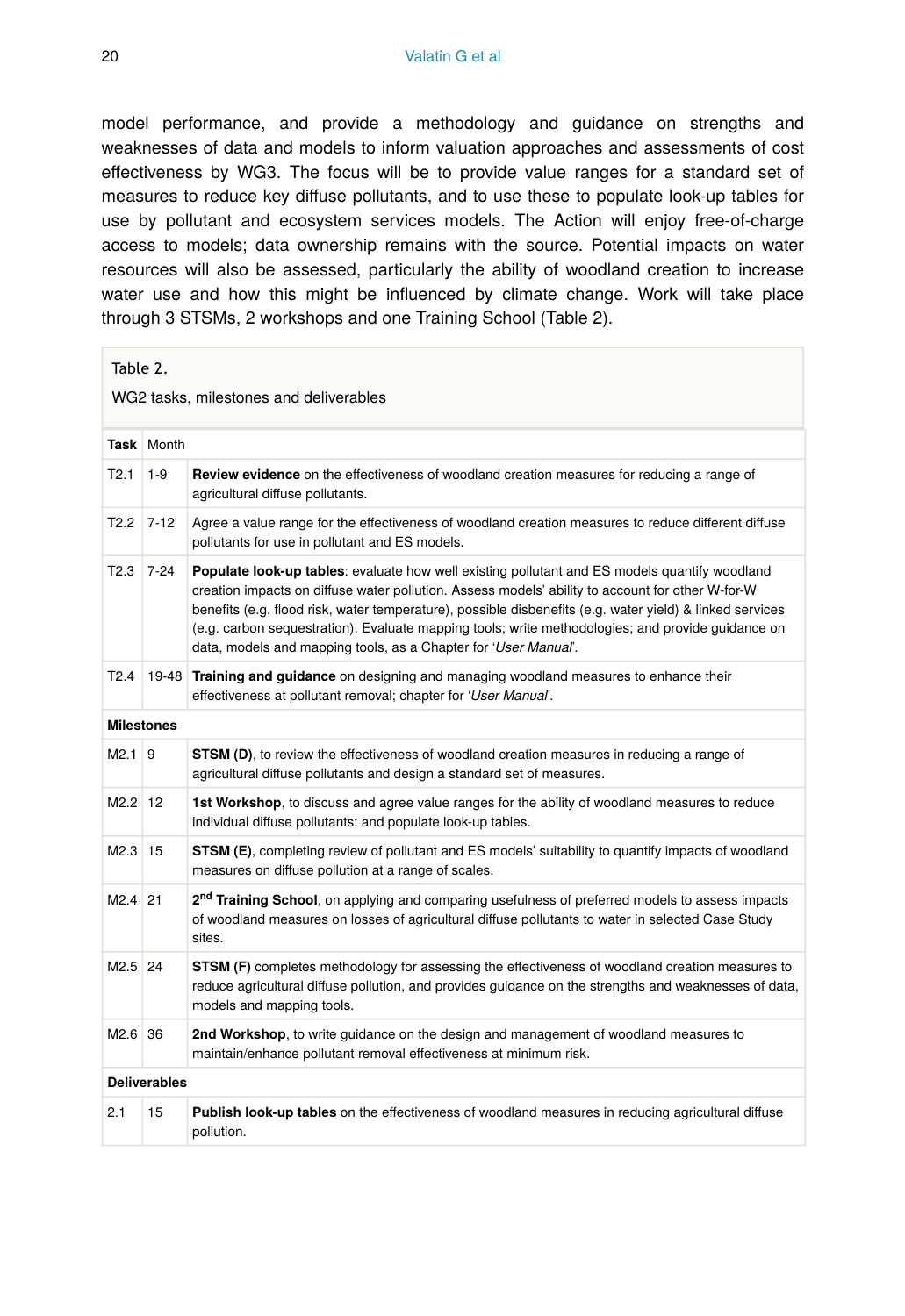model performance, and provide a methodology and guidance on strengths and weaknesses of data and models to inform valuation approaches and assessments of cost effectiveness by WG3. The focus will be to provide value ranges for a standard set of measures to reduce key diffuse pollutants, and to use these to populate look-up tables for use by pollutant and ecosystem services models. The Action will enjoy free-of-charge access to models; data ownership remains with the source. Potential impacts on water resources will also be assessed, particularly the ability of woodland creation to increase water use and how this might be influenced by climate change. Work will take place through 3 STSMs, 2 workshops and one Training School (Table 2).

Table 2.

WG2 tasks, milestones and deliverables

| **Task** | Month | |
|---|---|---|
| T2.1 | 1-9 | **Review evidence** on the effectiveness of woodland creation measures for reducing a range of agricultural diffuse pollutants. |
| T2.2 | 7-12 | Agree a value range for the effectiveness of woodland creation measures to reduce different diffuse pollutants for use in pollutant and ES models. |
| T2.3 | 7-24 | **Populate look-up tables**: evaluate how well existing pollutant and ES models quantify woodland creation impacts on diffuse water pollution. Assess models' ability to account for other W-for-W benefits (e.g. flood risk, water temperature), possible disbenefits (e.g. water yield) & linked services (e.g. carbon sequestration). Evaluate mapping tools; write methodologies; and provide guidance on data, models and mapping tools, as a Chapter for '*User Manual*'. |
| T2.4 | 19-48 | **Training and guidance** on designing and managing woodland measures to enhance their effectiveness at pollutant removal; chapter for '*User Manual*'. |
| **Milestones** | | |
| M2.1 | 9 | **STSM (D)**, to review the effectiveness of woodland creation measures in reducing a range of agricultural diffuse pollutants and design a standard set of measures. |
| M2.2 | 12 | **1st Workshop**, to discuss and agree value ranges for the ability of woodland measures to reduce individual diffuse pollutants; and populate look-up tables. |
| M2.3 | 15 | **STSM (E)**, completing review of pollutant and ES models' suitability to quantify impacts of woodland measures on diffuse pollution at a range of scales. |
| M2.4 | 21 | **2nd Training School**, on applying and comparing usefulness of preferred models to assess impacts of woodland measures on losses of agricultural diffuse pollutants to water in selected Case Study sites. |
| M2.5 | 24 | **STSM (F)** completes methodology for assessing the effectiveness of woodland creation measures to reduce agricultural diffuse pollution, and provides guidance on the strengths and weaknesses of data, models and mapping tools. |
| M2.6 | 36 | **2nd Workshop**, to write guidance on the design and management of woodland measures to maintain/enhance pollutant removal effectiveness at minimum risk. |
| **Deliverables** | | |
| 2.1 | 15 | **Publish look-up tables** on the effectiveness of woodland measures in reducing agricultural diffuse pollution. |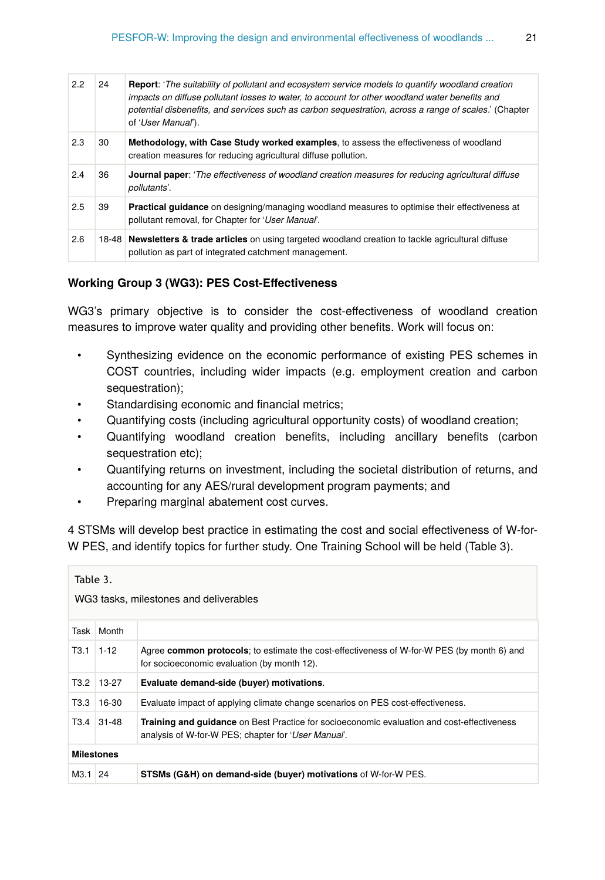| | | |
|---|---|---|
| 2.2 | 24 | **Report**: '*The suitability of pollutant and ecosystem service models to quantify woodland creation impacts on diffuse pollutant losses to water, to account for other woodland water benefits and potential disbenefits, and services such as carbon sequestration, across a range of scales*.' (Chapter of '*User Manual*'). |
| 2.3 | 30 | **Methodology, with Case Study worked examples**, to assess the effectiveness of woodland creation measures for reducing agricultural diffuse pollution. |
| 2.4 | 36 | **Journal paper**: '*The effectiveness of woodland creation measures for reducing agricultural diffuse pollutants*'. |
| 2.5 | 39 | **Practical guidance** on designing/managing woodland measures to optimise their effectiveness at pollutant removal, for Chapter for '*User Manual*'. |
| 2.6 | 18-48 | **Newsletters & trade articles** on using targeted woodland creation to tackle agricultural diffuse pollution as part of integrated catchment management. |

### Working Group 3 (WG3): PES Cost-Effectiveness

WG3's primary objective is to consider the cost-effectiveness of woodland creation measures to improve water quality and providing other benefits. Work will focus on:

- Synthesizing evidence on the economic performance of existing PES schemes in COST countries, including wider impacts (e.g. employment creation and carbon sequestration);
- Standardising economic and financial metrics;
- Quantifying costs (including agricultural opportunity costs) of woodland creation;
- Quantifying woodland creation benefits, including ancillary benefits (carbon sequestration etc);
- Quantifying returns on investment, including the societal distribution of returns, and accounting for any AES/rural development program payments; and
- Preparing marginal abatement cost curves.

4 STSMs will develop best practice in estimating the cost and social effectiveness of W-for-W PES, and identify topics for further study. One Training School will be held (Table 3).

Table 3.

WG3 tasks, milestones and deliverables

| Task | Month | |
|---|---|---|
| T3.1 | 1-12 | Agree **common protocols**; to estimate the cost-effectiveness of W-for-W PES (by month 6) and for socioeconomic evaluation (by month 12). |
| T3.2 | 13-27 | **Evaluate demand-side (buyer) motivations**. |
| T3.3 | 16-30 | Evaluate impact of applying climate change scenarios on PES cost-effectiveness. |
| T3.4 | 31-48 | **Training and guidance** on Best Practice for socioeconomic evaluation and cost-effectiveness analysis of W-for-W PES; chapter for '*User Manual*'. |
| **Milestones** | | |
| M3.1 | 24 | **STSMs (G&H) on demand-side (buyer) motivations** of W-for-W PES. |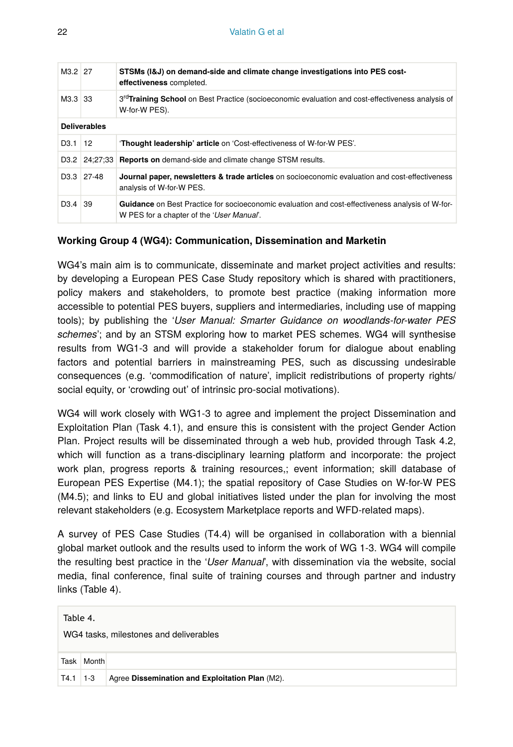| | | |
|---|---|---|
| M3.2 | 27 | **STSMs (I&J) on demand-side and climate change investigations into PES cost-effectiveness** completed. |
| M3.3 | 33 | 3[rd] **Training School** on Best Practice (socioeconomic evaluation and cost-effectiveness analysis of W-for-W PES). |
| **Deliverables** | | |
| D3.1 | 12 | '**Thought leadership' article** on 'Cost-effectiveness of W-for-W PES'. |
| D3.2 | 24;27;33 | **Reports on** demand-side and climate change STSM results. |
| D3.3 | 27-48 | **Journal paper, newsletters & trade articles** on socioeconomic evaluation and cost-effectiveness analysis of W-for-W PES. |
| D3.4 | 39 | **Guidance** on Best Practice for socioeconomic evaluation and cost-effectiveness analysis of W-for-W PES for a chapter of the '*User Manual*'. |

### Working Group 4 (WG4): Communication, Dissemination and Marketin

WG4's main aim is to communicate, disseminate and market project activities and results: by developing a European PES Case Study repository which is shared with practitioners, policy makers and stakeholders, to promote best practice (making information more accessible to potential PES buyers, suppliers and intermediaries, including use of mapping tools); by publishing the '*User Manual: Smarter Guidance on woodlands-for-water PES schemes*'; and by an STSM exploring how to market PES schemes. WG4 will synthesise results from WG1-3 and will provide a stakeholder forum for dialogue about enabling factors and potential barriers in mainstreaming PES, such as discussing undesirable consequences (e.g. 'commodification of nature', implicit redistributions of property rights/ social equity, or 'crowding out' of intrinsic pro-social motivations).

WG4 will work closely with WG1-3 to agree and implement the project Dissemination and Exploitation Plan (Task 4.1), and ensure this is consistent with the project Gender Action Plan. Project results will be disseminated through a web hub, provided through Task 4.2, which will function as a trans-disciplinary learning platform and incorporate: the project work plan, progress reports & training resources,; event information; skill database of European PES Expertise (M4.1); the spatial repository of Case Studies on W-for-W PES (M4.5); and links to EU and global initiatives listed under the plan for involving the most relevant stakeholders (e.g. Ecosystem Marketplace reports and WFD-related maps).

A survey of PES Case Studies (T4.4) will be organised in collaboration with a biennial global market outlook and the results used to inform the work of WG 1-3. WG4 will compile the resulting best practice in the '*User Manual*', with dissemination via the website, social media, final conference, final suite of training courses and through partner and industry links (Table 4).

Table 4.

WG4 tasks, milestones and deliverables

| Task | Month | |
|---|---|---|
| T4.1 | 1-3 | Agree **Dissemination and Exploitation Plan** (M2). |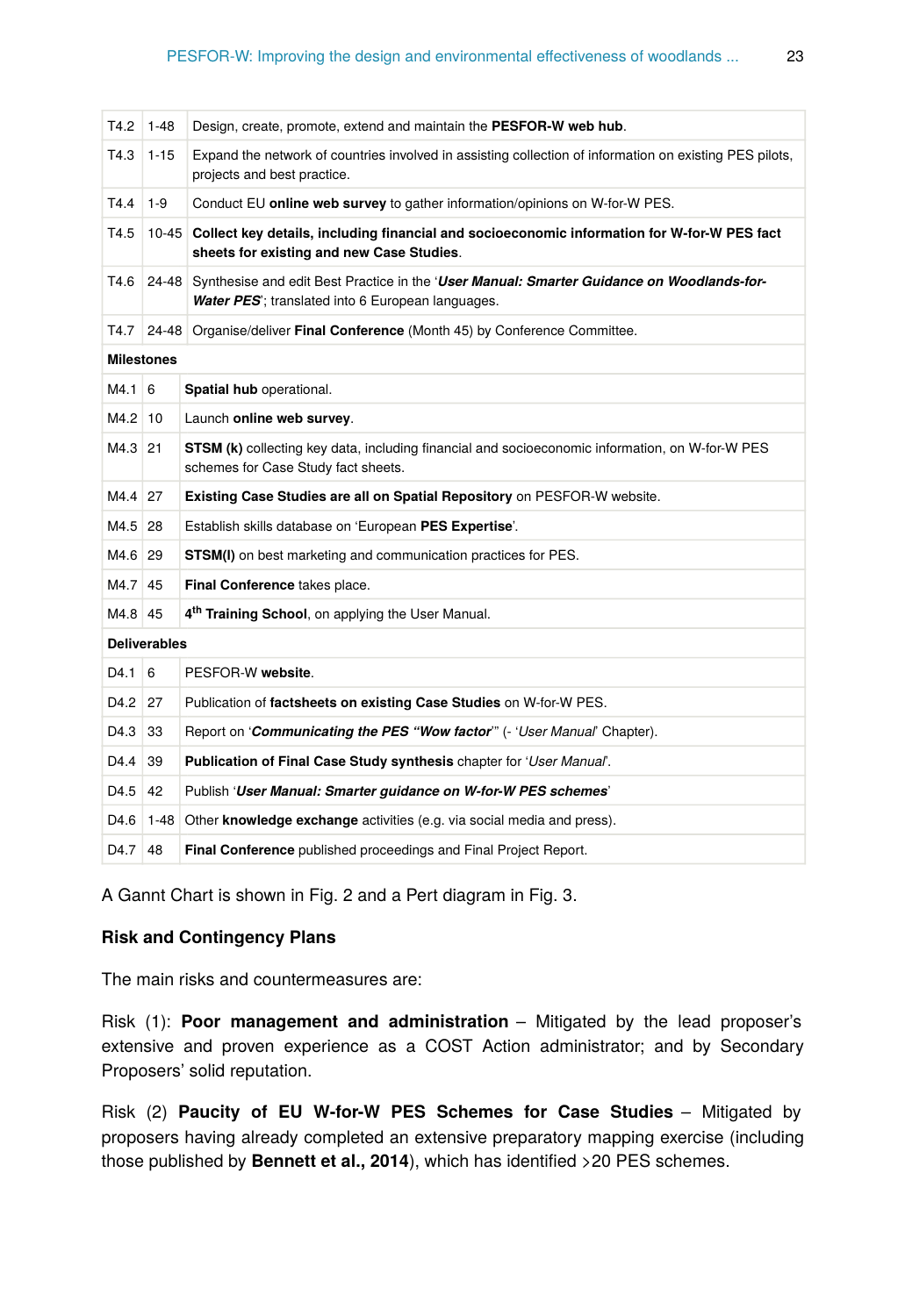| | | |
|---|---|---|
| T4.2 | 1-48 | Design, create, promote, extend and maintain the **PESFOR-W web hub**. |
| T4.3 | 1-15 | Expand the network of countries involved in assisting collection of information on existing PES pilots, projects and best practice. |
| T4.4 | 1-9 | Conduct EU **online web survey** to gather information/opinions on W-for-W PES. |
| T4.5 | 10-45 | **Collect key details, including financial and socioeconomic information for W-for-W PES fact sheets for existing and new Case Studies**. |
| T4.6 | 24-48 | Synthesise and edit Best Practice in the '***User Manual: Smarter Guidance on Woodlands-for-Water PES***'; translated into 6 European languages. |
| T4.7 | 24-48 | Organise/deliver **Final Conference** (Month 45) by Conference Committee. |
| **Milestones** | | |
| M4.1 | 6 | **Spatial hub** operational. |
| M4.2 | 10 | Launch **online web survey**. |
| M4.3 | 21 | **STSM (k)** collecting key data, including financial and socioeconomic information, on W-for-W PES schemes for Case Study fact sheets. |
| M4.4 | 27 | **Existing Case Studies are all on Spatial Repository** on PESFOR-W website. |
| M4.5 | 28 | Establish skills database on 'European **PES Expertise**'. |
| M4.6 | 29 | **STSM(l)** on best marketing and communication practices for PES. |
| M4.7 | 45 | **Final Conference** takes place. |
| M4.8 | 45 | **4th Training School**, on applying the User Manual. |
| **Deliverables** | | |
| D4.1 | 6 | PESFOR-W **website**. |
| D4.2 | 27 | Publication of **factsheets on existing Case Studies** on W-for-W PES. |
| D4.3 | 33 | Report on '***Communicating the PES "Wow factor***'" (- '*User Manual*' Chapter). |
| D4.4 | 39 | **Publication of Final Case Study synthesis** chapter for '*User Manual*'. |
| D4.5 | 42 | Publish '***User Manual: Smarter guidance on W-for-W PES schemes***' |
| D4.6 | 1-48 | Other **knowledge exchange** activities (e.g. via social media and press). |
| D4.7 | 48 | **Final Conference** published proceedings and Final Project Report. |

A Gannt Chart is shown in Fig. 2 and a Pert diagram in Fig. 3.

### Risk and Contingency Plans

The main risks and countermeasures are:

Risk (1): **Poor management and administration** – Mitigated by the lead proposer's extensive and proven experience as a COST Action administrator; and by Secondary Proposers' solid reputation.

Risk (2) **Paucity of EU W-for-W PES Schemes for Case Studies** – Mitigated by proposers having already completed an extensive preparatory mapping exercise (including those published by **Bennett et al., 2014**), which has identified >20 PES schemes.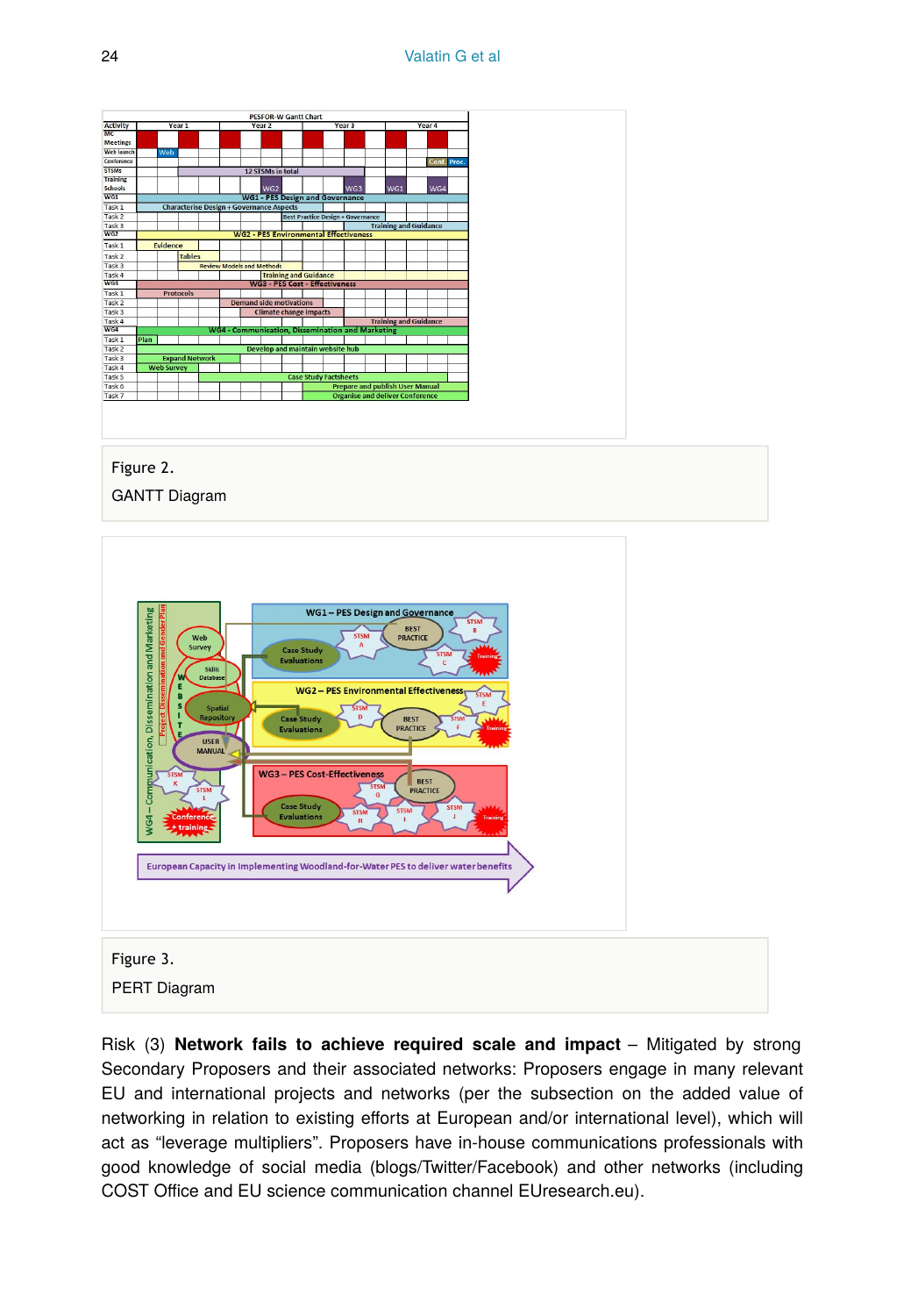Figure 2.

GANTT Diagram

Figure 3.

PERT Diagram

Risk (3) **Network fails to achieve required scale and impact** – Mitigated by strong Secondary Proposers and their associated networks: Proposers engage in many relevant EU and international projects and networks (per the subsection on the added value of networking in relation to existing efforts at European and/or international level), which will act as "leverage multipliers". Proposers have in-house communications professionals with good knowledge of social media (blogs/Twitter/Facebook) and other networks (including COST Office and EU science communication channel EUresearch.eu).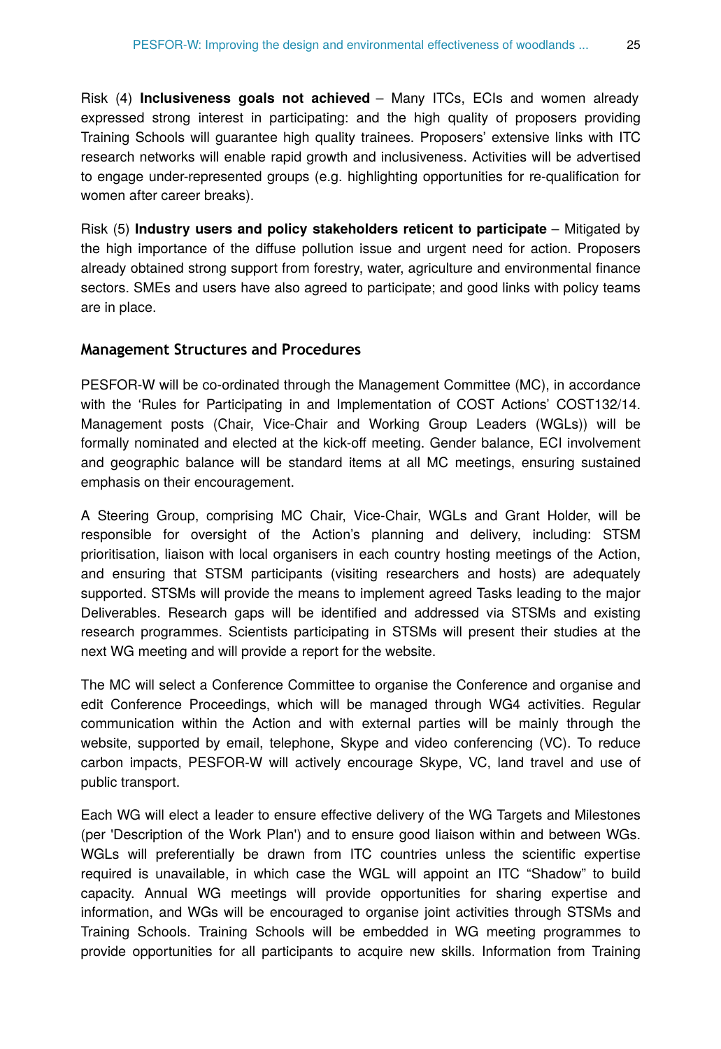Risk (4) **Inclusiveness goals not achieved** – Many ITCs, ECIs and women already expressed strong interest in participating: and the high quality of proposers providing Training Schools will guarantee high quality trainees. Proposers' extensive links with ITC research networks will enable rapid growth and inclusiveness. Activities will be advertised to engage under-represented groups (e.g. highlighting opportunities for re-qualification for women after career breaks).

Risk (5) **Industry users and policy stakeholders reticent to participate** – Mitigated by the high importance of the diffuse pollution issue and urgent need for action. Proposers already obtained strong support from forestry, water, agriculture and environmental finance sectors. SMEs and users have also agreed to participate; and good links with policy teams are in place.

### Management Structures and Procedures

PESFOR-W will be co-ordinated through the Management Committee (MC), in accordance with the 'Rules for Participating in and Implementation of COST Actions' COST132/14. Management posts (Chair, Vice-Chair and Working Group Leaders (WGLs)) will be formally nominated and elected at the kick-off meeting. Gender balance, ECI involvement and geographic balance will be standard items at all MC meetings, ensuring sustained emphasis on their encouragement.

A Steering Group, comprising MC Chair, Vice-Chair, WGLs and Grant Holder, will be responsible for oversight of the Action's planning and delivery, including: STSM prioritisation, liaison with local organisers in each country hosting meetings of the Action, and ensuring that STSM participants (visiting researchers and hosts) are adequately supported. STSMs will provide the means to implement agreed Tasks leading to the major Deliverables. Research gaps will be identified and addressed via STSMs and existing research programmes. Scientists participating in STSMs will present their studies at the next WG meeting and will provide a report for the website.

The MC will select a Conference Committee to organise the Conference and organise and edit Conference Proceedings, which will be managed through WG4 activities. Regular communication within the Action and with external parties will be mainly through the website, supported by email, telephone, Skype and video conferencing (VC). To reduce carbon impacts, PESFOR-W will actively encourage Skype, VC, land travel and use of public transport.

Each WG will elect a leader to ensure effective delivery of the WG Targets and Milestones (per 'Description of the Work Plan') and to ensure good liaison within and between WGs. WGLs will preferentially be drawn from ITC countries unless the scientific expertise required is unavailable, in which case the WGL will appoint an ITC "Shadow" to build capacity. Annual WG meetings will provide opportunities for sharing expertise and information, and WGs will be encouraged to organise joint activities through STSMs and Training Schools. Training Schools will be embedded in WG meeting programmes to provide opportunities for all participants to acquire new skills. Information from Training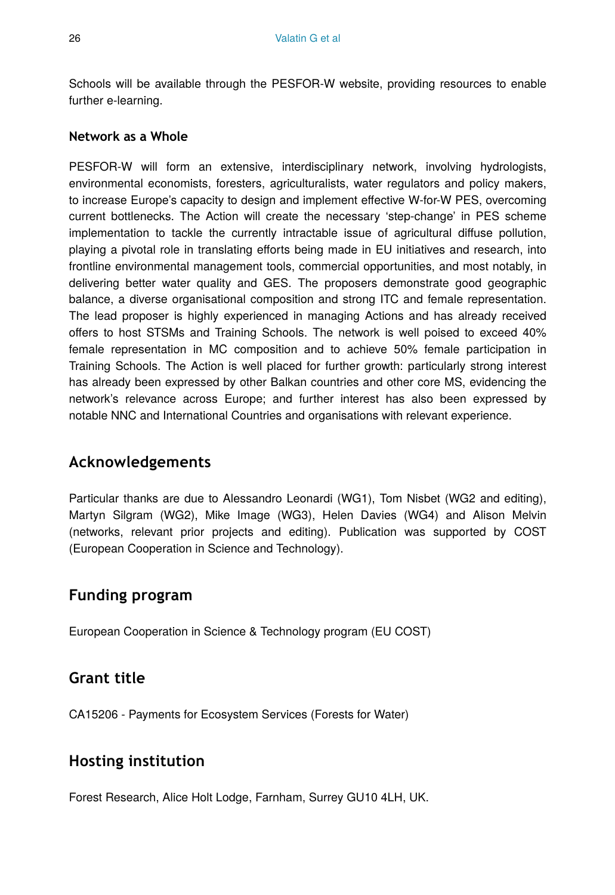Schools will be available through the PESFOR-W website, providing resources to enable further e-learning.

**Network as a Whole**

PESFOR-W will form an extensive, interdisciplinary network, involving hydrologists, environmental economists, foresters, agriculturalists, water regulators and policy makers, to increase Europe's capacity to design and implement effective W-for-W PES, overcoming current bottlenecks. The Action will create the necessary 'step-change' in PES scheme implementation to tackle the currently intractable issue of agricultural diffuse pollution, playing a pivotal role in translating efforts being made in EU initiatives and research, into frontline environmental management tools, commercial opportunities, and most notably, in delivering better water quality and GES. The proposers demonstrate good geographic balance, a diverse organisational composition and strong ITC and female representation. The lead proposer is highly experienced in managing Actions and has already received offers to host STSMs and Training Schools. The network is well poised to exceed 40% female representation in MC composition and to achieve 50% female participation in Training Schools. The Action is well placed for further growth: particularly strong interest has already been expressed by other Balkan countries and other core MS, evidencing the network's relevance across Europe; and further interest has also been expressed by notable NNC and International Countries and organisations with relevant experience.

## Acknowledgements

Particular thanks are due to Alessandro Leonardi (WG1), Tom Nisbet (WG2 and editing), Martyn Silgram (WG2), Mike Image (WG3), Helen Davies (WG4) and Alison Melvin (networks, relevant prior projects and editing). Publication was supported by COST (European Cooperation in Science and Technology).

## Funding program

European Cooperation in Science & Technology program (EU COST)

## Grant title

CA15206 - Payments for Ecosystem Services (Forests for Water)

## Hosting institution

Forest Research, Alice Holt Lodge, Farnham, Surrey GU10 4LH, UK.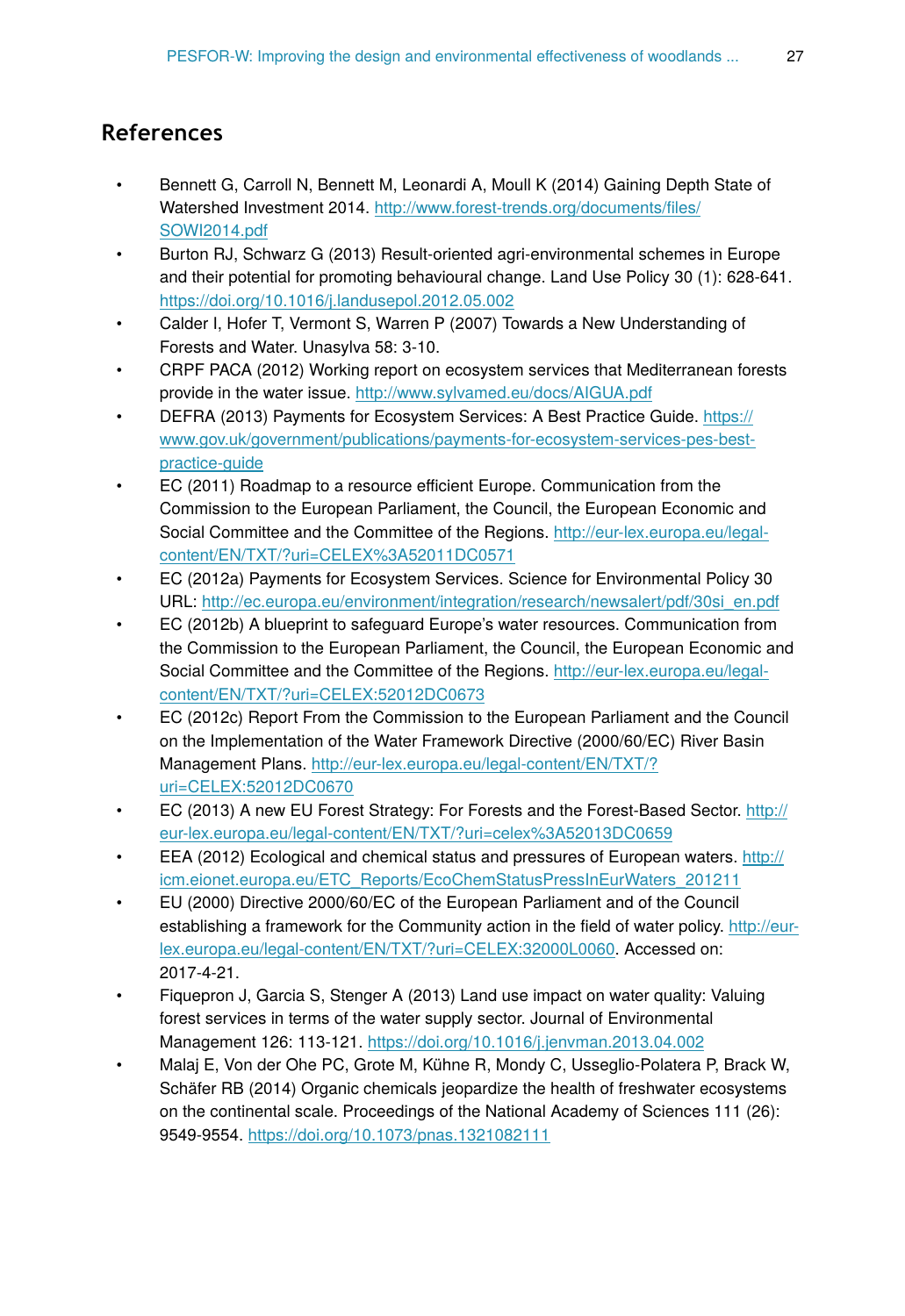## References

- Bennett G, Carroll N, Bennett M, Leonardi A, Moull K (2014) Gaining Depth State of Watershed Investment 2014. http://www.forest-trends.org/documents/files/SOWI2014.pdf
- Burton RJ, Schwarz G (2013) Result-oriented agri-environmental schemes in Europe and their potential for promoting behavioural change. Land Use Policy 30 (1): 628-641. https://doi.org/10.1016/j.landusepol.2012.05.002
- Calder I, Hofer T, Vermont S, Warren P (2007) Towards a New Understanding of Forests and Water. Unasylva 58: 3-10.
- CRPF PACA (2012) Working report on ecosystem services that Mediterranean forests provide in the water issue. http://www.sylvamed.eu/docs/AIGUA.pdf
- DEFRA (2013) Payments for Ecosystem Services: A Best Practice Guide. https://www.gov.uk/government/publications/payments-for-ecosystem-services-pes-best-practice-guide
- EC (2011) Roadmap to a resource efficient Europe. Communication from the Commission to the European Parliament, the Council, the European Economic and Social Committee and the Committee of the Regions. http://eur-lex.europa.eu/legal-content/EN/TXT/?uri=CELEX%3A52011DC0571
- EC (2012a) Payments for Ecosystem Services. Science for Environmental Policy 30 URL: http://ec.europa.eu/environment/integration/research/newsalert/pdf/30si_en.pdf
- EC (2012b) A blueprint to safeguard Europe's water resources. Communication from the Commission to the European Parliament, the Council, the European Economic and Social Committee and the Committee of the Regions. http://eur-lex.europa.eu/legal-content/EN/TXT/?uri=CELEX:52012DC0673
- EC (2012c) Report From the Commission to the European Parliament and the Council on the Implementation of the Water Framework Directive (2000/60/EC) River Basin Management Plans. http://eur-lex.europa.eu/legal-content/EN/TXT/?uri=CELEX:52012DC0670
- EC (2013) A new EU Forest Strategy: For Forests and the Forest-Based Sector. http://eur-lex.europa.eu/legal-content/EN/TXT/?uri=celex%3A52013DC0659
- EEA (2012) Ecological and chemical status and pressures of European waters. http://icm.eionet.europa.eu/ETC_Reports/EcoChemStatusPressInEurWaters_201211
- EU (2000) Directive 2000/60/EC of the European Parliament and of the Council establishing a framework for the Community action in the field of water policy. http://eur-lex.europa.eu/legal-content/EN/TXT/?uri=CELEX:32000L0060. Accessed on: 2017-4-21.
- Fiquepron J, Garcia S, Stenger A (2013) Land use impact on water quality: Valuing forest services in terms of the water supply sector. Journal of Environmental Management 126: 113-121. https://doi.org/10.1016/j.jenvman.2013.04.002
- Malaj E, Von der Ohe PC, Grote M, Kühne R, Mondy C, Usseglio-Polatera P, Brack W, Schäfer RB (2014) Organic chemicals jeopardize the health of freshwater ecosystems on the continental scale. Proceedings of the National Academy of Sciences 111 (26): 9549-9554. https://doi.org/10.1073/pnas.1321082111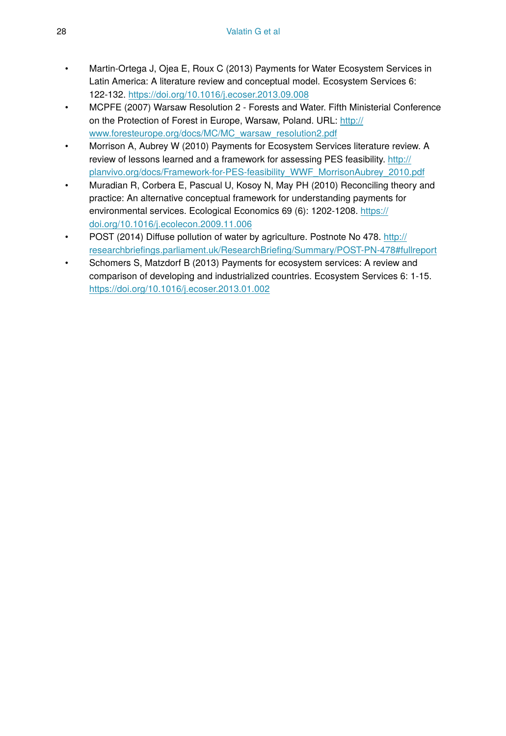- Martin-Ortega J, Ojea E, Roux C (2013) Payments for Water Ecosystem Services in Latin America: A literature review and conceptual model. Ecosystem Services 6: 122-132. https://doi.org/10.1016/j.ecoser.2013.09.008
- MCPFE (2007) Warsaw Resolution 2 - Forests and Water. Fifth Ministerial Conference on the Protection of Forest in Europe, Warsaw, Poland. URL: http://www.foresteurope.org/docs/MC/MC_warsaw_resolution2.pdf
- Morrison A, Aubrey W (2010) Payments for Ecosystem Services literature review. A review of lessons learned and a framework for assessing PES feasibility. http://planvivo.org/docs/Framework-for-PES-feasibility_WWF_MorrisonAubrey_2010.pdf
- Muradian R, Corbera E, Pascual U, Kosoy N, May PH (2010) Reconciling theory and practice: An alternative conceptual framework for understanding payments for environmental services. Ecological Economics 69 (6): 1202-1208. https://doi.org/10.1016/j.ecolecon.2009.11.006
- POST (2014) Diffuse pollution of water by agriculture. Postnote No 478. http://researchbriefings.parliament.uk/ResearchBriefing/Summary/POST-PN-478#fullreport
- Schomers S, Matzdorf B (2013) Payments for ecosystem services: A review and comparison of developing and industrialized countries. Ecosystem Services 6: 1-15. https://doi.org/10.1016/j.ecoser.2013.01.002